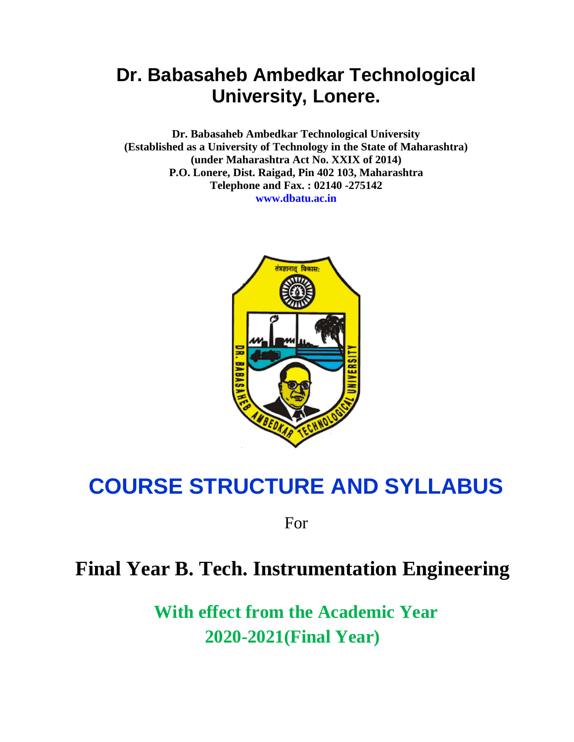# Dr. Babasaheb Ambedkar Technological University, Lonere.

**Dr. Babasaheb Ambedkar Technological University**
**(Established as a University of Technology in the State of Maharashtra)**
**(under Maharashtra Act No. XXIX of 2014)**
**P.O. Lonere, Dist. Raigad, Pin 402 103, Maharashtra**
**Telephone and Fax. : 02140 -275142**
**www.dbatu.ac.in**

# COURSE STRUCTURE AND SYLLABUS

For

# Final Year B. Tech. Instrumentation Engineering

## With effect from the Academic Year 2020-2021(Final Year)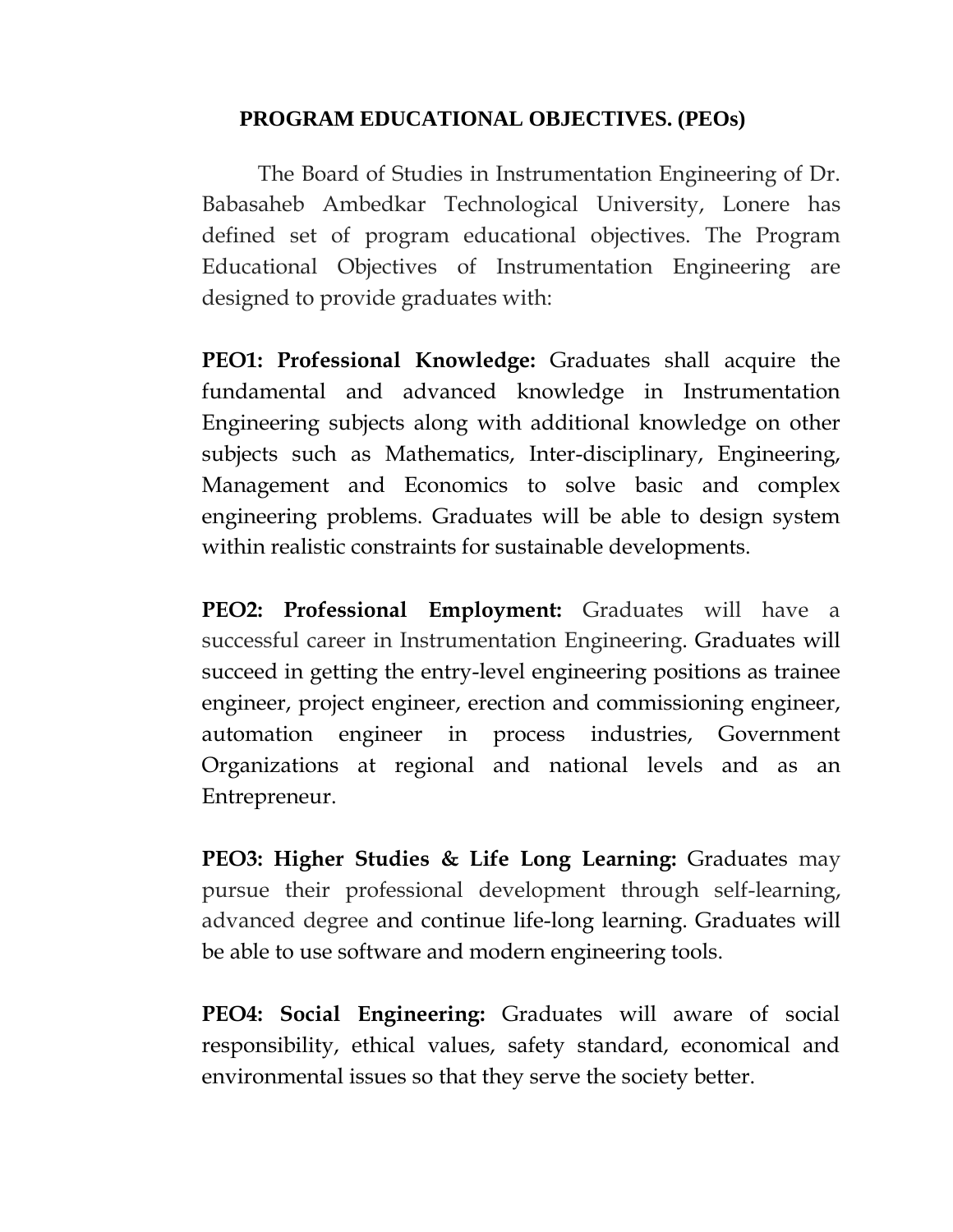## PROGRAM EDUCATIONAL OBJECTIVES. (PEOs)

The Board of Studies in Instrumentation Engineering of Dr. Babasaheb Ambedkar Technological University, Lonere has defined set of program educational objectives. The Program Educational Objectives of Instrumentation Engineering are designed to provide graduates with:

**PEO1: Professional Knowledge:** Graduates shall acquire the fundamental and advanced knowledge in Instrumentation Engineering subjects along with additional knowledge on other subjects such as Mathematics, Inter-disciplinary, Engineering, Management and Economics to solve basic and complex engineering problems. Graduates will be able to design system within realistic constraints for sustainable developments.

**PEO2: Professional Employment:** Graduates will have a successful career in Instrumentation Engineering. Graduates will succeed in getting the entry-level engineering positions as trainee engineer, project engineer, erection and commissioning engineer, automation engineer in process industries, Government Organizations at regional and national levels and as an Entrepreneur.

**PEO3: Higher Studies & Life Long Learning:** Graduates may pursue their professional development through self-learning, advanced degree and continue life-long learning. Graduates will be able to use software and modern engineering tools.

**PEO4: Social Engineering:** Graduates will aware of social responsibility, ethical values, safety standard, economical and environmental issues so that they serve the society better.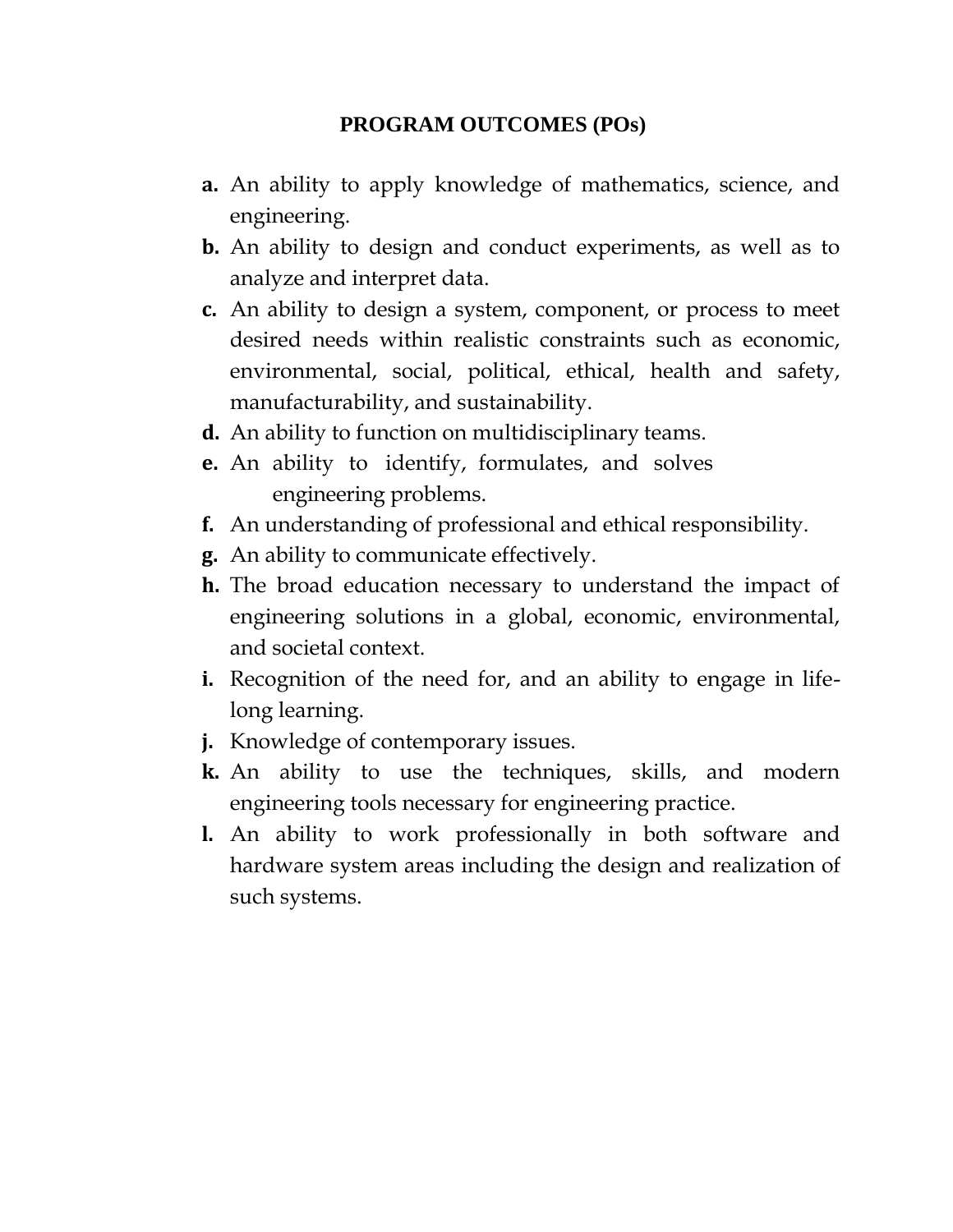## PROGRAM OUTCOMES (POs)

**a.** An ability to apply knowledge of mathematics, science, and engineering.

**b.** An ability to design and conduct experiments, as well as to analyze and interpret data.

**c.** An ability to design a system, component, or process to meet desired needs within realistic constraints such as economic, environmental, social, political, ethical, health and safety, manufacturability, and sustainability.

**d.** An ability to function on multidisciplinary teams.

**e.** An ability to identify, formulates, and solves engineering problems.

**f.** An understanding of professional and ethical responsibility.

**g.** An ability to communicate effectively.

**h.** The broad education necessary to understand the impact of engineering solutions in a global, economic, environmental, and societal context.

**i.** Recognition of the need for, and an ability to engage in life-long learning.

**j.** Knowledge of contemporary issues.

**k.** An ability to use the techniques, skills, and modern engineering tools necessary for engineering practice.

**l.** An ability to work professionally in both software and hardware system areas including the design and realization of such systems.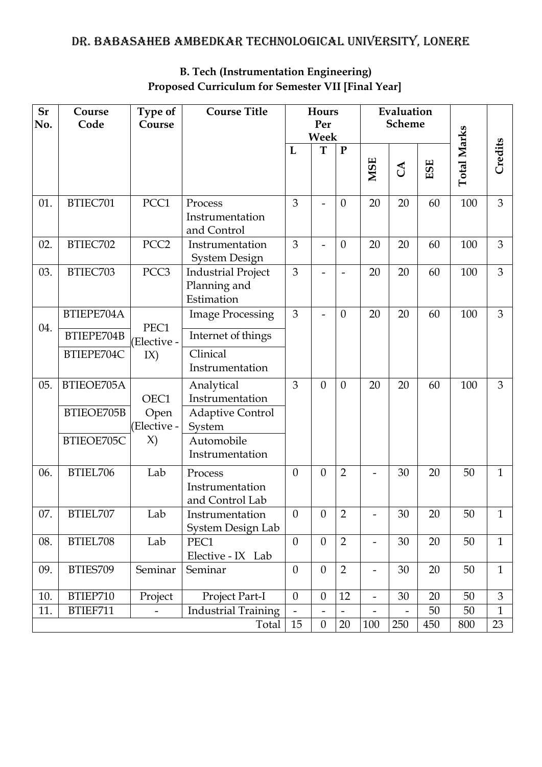# DR. BABASAHEB AMBEDKAR TECHNOLOGICAL UNIVERSITY, LONERE

**B. Tech (Instrumentation Engineering)**
**Proposed Curriculum for Semester VII [Final Year]**

| Sr No. | Course Code | Type of Course | Course Title | Hours Per Week | | | Evaluation Scheme | | | Total Marks | Credits |
|---|---|---|---|---|---|---|---|---|---|---|---|
| | | | | L | T | P | MSE | CA | ESE | | |
| 01. | BTIEC701 | PCC1 | Process Instrumentation and Control | 3 | - | 0 | 20 | 20 | 60 | 100 | 3 |
| 02. | BTIEC702 | PCC2 | Instrumentation System Design | 3 | - | 0 | 20 | 20 | 60 | 100 | 3 |
| 03. | BTIEC703 | PCC3 | Industrial Project Planning and Estimation | 3 | - | - | 20 | 20 | 60 | 100 | 3 |
| 04. | BTIEPE704A | PEC1 (Elective - IX) | Image Processing | 3 | - | 0 | 20 | 20 | 60 | 100 | 3 |
| | BTIEPE704B | | Internet of things | | | | | | | | |
| | BTIEPE704C | | Clinical Instrumentation | | | | | | | | |
| 05. | BTIEOE705A | OEC1 Open (Elective - X) | Analytical Instrumentation | 3 | 0 | 0 | 20 | 20 | 60 | 100 | 3 |
| | BTIEOE705B | | Adaptive Control System | | | | | | | | |
| | BTIEOE705C | | Automobile Instrumentation | | | | | | | | |
| 06. | BTIEL706 | Lab | Process Instrumentation and Control Lab | 0 | 0 | 2 | - | 30 | 20 | 50 | 1 |
| 07. | BTIEL707 | Lab | Instrumentation System Design Lab | 0 | 0 | 2 | - | 30 | 20 | 50 | 1 |
| 08. | BTIEL708 | Lab | PEC1 Elective - IX Lab | 0 | 0 | 2 | - | 30 | 20 | 50 | 1 |
| 09. | BTIES709 | Seminar | Seminar | 0 | 0 | 2 | - | 30 | 20 | 50 | 1 |
| 10. | BTIEP710 | Project | Project Part-I | 0 | 0 | 12 | - | 30 | 20 | 50 | 3 |
| 11. | BTIEF711 | - | Industrial Training | - | - | - | - | - | 50 | 50 | 1 |
| | | | Total | 15 | 0 | 20 | 100 | 250 | 450 | 800 | 23 |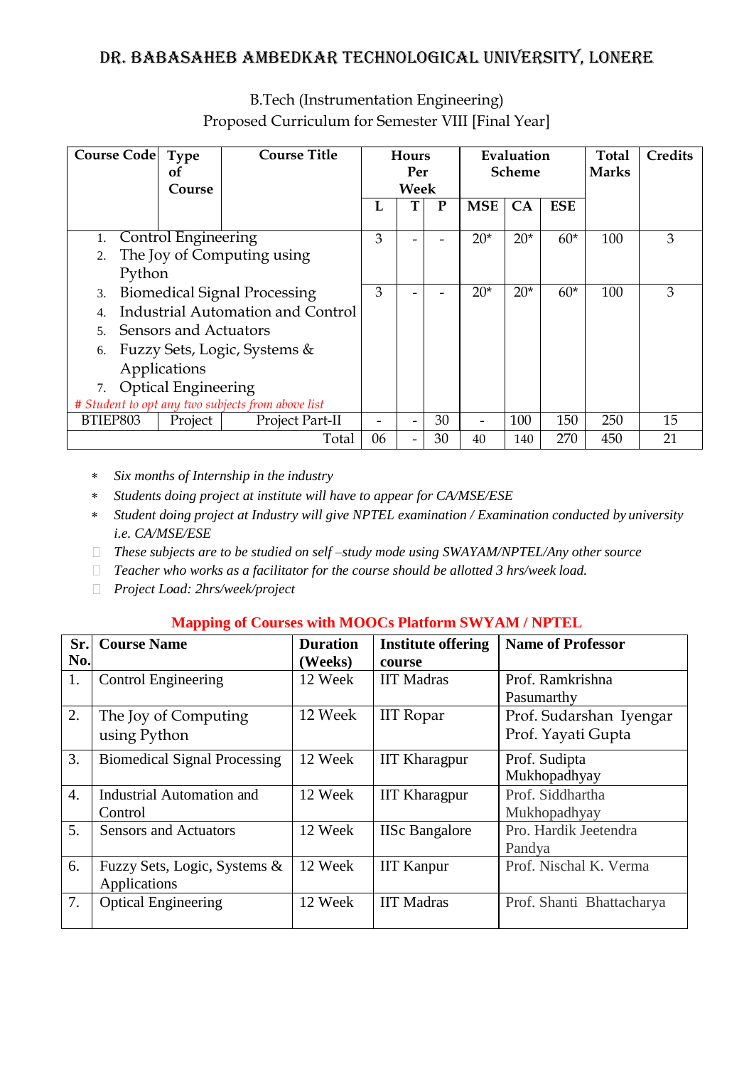# DR. BABASAHEB AMBEDKAR TECHNOLOGICAL UNIVERSITY, LONERE

B.Tech (Instrumentation Engineering)
Proposed Curriculum for Semester VIII [Final Year]

| Course Code | Type of Course | Course Title | Hours Per Week | | | Evaluation Scheme | | | Total Marks | Credits |
|---|---|---|---|---|---|---|---|---|---|---|
| | | | L | T | P | MSE | CA | ESE | | |
| 1. Control Engineering<br>2. The Joy of Computing using Python | | | 3 | - | - | 20* | 20* | 60* | 100 | 3 |
| 3. Biomedical Signal Processing<br>4. Industrial Automation and Control<br>5. Sensors and Actuators<br>6. Fuzzy Sets, Logic, Systems & Applications<br>7. Optical Engineering<br>*# Student to opt any two subjects from above list* | | | 3 | - | - | 20* | 20* | 60* | 100 | 3 |
| BTIEP803 | Project | Project Part-II | - | - | 30 | - | 100 | 150 | 250 | 15 |
| | | Total | 06 | - | 30 | 40 | 140 | 270 | 450 | 21 |

- *Six months of Internship in the industry*
- *Students doing project at institute will have to appear for CA/MSE/ESE*
- *Student doing project at Industry will give NPTEL examination / Examination conducted by university i.e. CA/MSE/ESE*
- *These subjects are to be studied on self –study mode using SWAYAM/NPTEL/Any other source*
- *Teacher who works as a facilitator for the course should be allotted 3 hrs/week load.*
- *Project Load: 2hrs/week/project*

## Mapping of Courses with MOOCs Platform SWYAM / NPTEL

| Sr. No. | Course Name | Duration (Weeks) | Institute offering course | Name of Professor |
|---|---|---|---|---|
| 1. | Control Engineering | 12 Week | IIT Madras | Prof. Ramkrishna Pasumarthy |
| 2. | The Joy of Computing using Python | 12 Week | IIT Ropar | Prof. Sudarshan Iyengar<br>Prof. Yayati Gupta |
| 3. | Biomedical Signal Processing | 12 Week | IIT Kharagpur | Prof. Sudipta Mukhopadhyay |
| 4. | Industrial Automation and Control | 12 Week | IIT Kharagpur | Prof. Siddhartha Mukhopadhyay |
| 5. | Sensors and Actuators | 12 Week | IISc Bangalore | Pro. Hardik Jeetendra Pandya |
| 6. | Fuzzy Sets, Logic, Systems & Applications | 12 Week | IIT Kanpur | Prof. Nischal K. Verma |
| 7. | Optical Engineering | 12 Week | IIT Madras | Prof. Shanti Bhattacharya |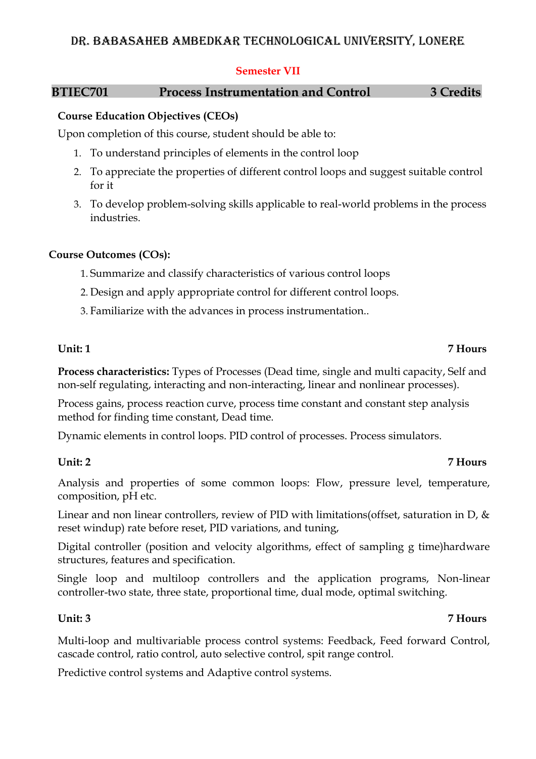# Dr. Babasaheb Ambedkar Technological University, Lonere

## Semester VII

| BTIEC701 | Process Instrumentation and Control | 3 Credits |
|---|---|---|

**Course Education Objectives (CEOs)**

Upon completion of this course, student should be able to:

1. To understand principles of elements in the control loop
2. To appreciate the properties of different control loops and suggest suitable control for it
3. To develop problem-solving skills applicable to real-world problems in the process industries.

**Course Outcomes (COs):**

1. Summarize and classify characteristics of various control loops
2. Design and apply appropriate control for different control loops.
3. Familiarize with the advances in process instrumentation..

**Unit: 1** **7 Hours**

**Process characteristics:** Types of Processes (Dead time, single and multi capacity, Self and non-self regulating, interacting and non-interacting, linear and nonlinear processes).

Process gains, process reaction curve, process time constant and constant step analysis method for finding time constant, Dead time.

Dynamic elements in control loops. PID control of processes. Process simulators.

**Unit: 2** **7 Hours**

Analysis and properties of some common loops: Flow, pressure level, temperature, composition, pH etc.

Linear and non linear controllers, review of PID with limitations(offset, saturation in D, & reset windup) rate before reset, PID variations, and tuning,

Digital controller (position and velocity algorithms, effect of sampling g time)hardware structures, features and specification.

Single loop and multiloop controllers and the application programs, Non-linear controller-two state, three state, proportional time, dual mode, optimal switching.

**Unit: 3** **7 Hours**

Multi-loop and multivariable process control systems: Feedback, Feed forward Control, cascade control, ratio control, auto selective control, spit range control.

Predictive control systems and Adaptive control systems.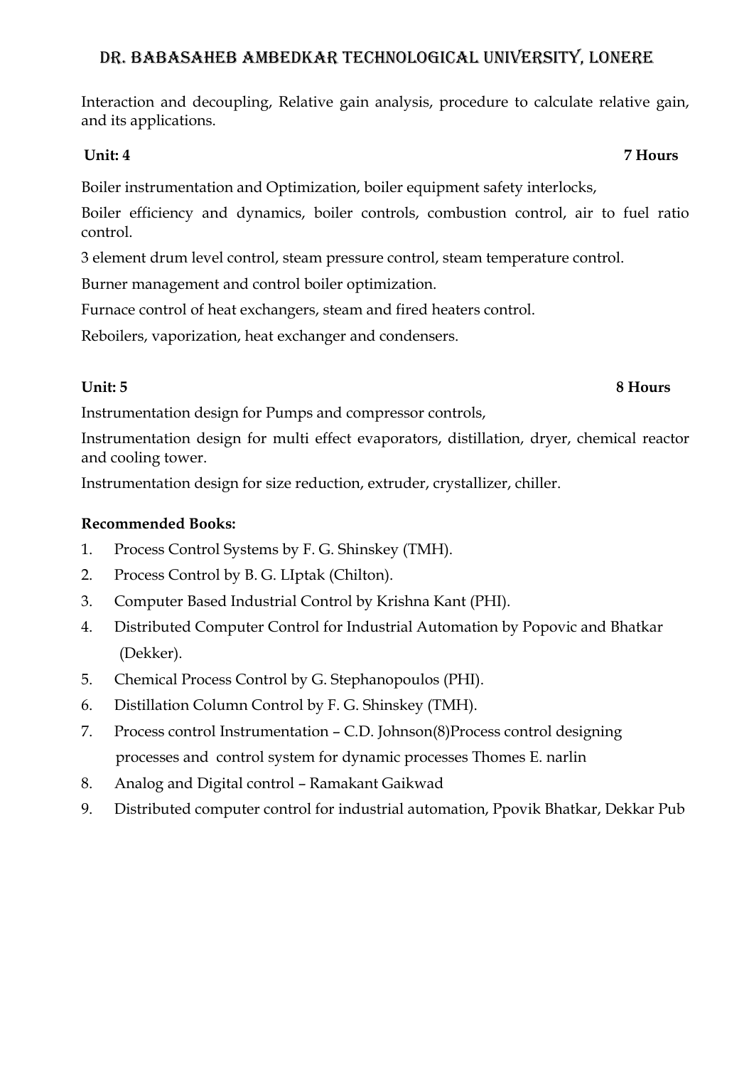Interaction and decoupling, Relative gain analysis, procedure to calculate relative gain, and its applications.

**Unit: 4 7 Hours**

Boiler instrumentation and Optimization, boiler equipment safety interlocks,

Boiler efficiency and dynamics, boiler controls, combustion control, air to fuel ratio control.

3 element drum level control, steam pressure control, steam temperature control.

Burner management and control boiler optimization.

Furnace control of heat exchangers, steam and fired heaters control.

Reboilers, vaporization, heat exchanger and condensers.

**Unit: 5 8 Hours**

Instrumentation design for Pumps and compressor controls,

Instrumentation design for multi effect evaporators, distillation, dryer, chemical reactor and cooling tower.

Instrumentation design for size reduction, extruder, crystallizer, chiller.

**Recommended Books:**

1. Process Control Systems by F. G. Shinskey (TMH).
2. Process Control by B. G. LIptak (Chilton).
3. Computer Based Industrial Control by Krishna Kant (PHI).
4. Distributed Computer Control for Industrial Automation by Popovic and Bhatkar (Dekker).
5. Chemical Process Control by G. Stephanopoulos (PHI).
6. Distillation Column Control by F. G. Shinskey (TMH).
7. Process control Instrumentation – C.D. Johnson(8)Process control designing processes and control system for dynamic processes Thomes E. narlin
8. Analog and Digital control – Ramakant Gaikwad
9. Distributed computer control for industrial automation, Ppovik Bhatkar, Dekkar Pub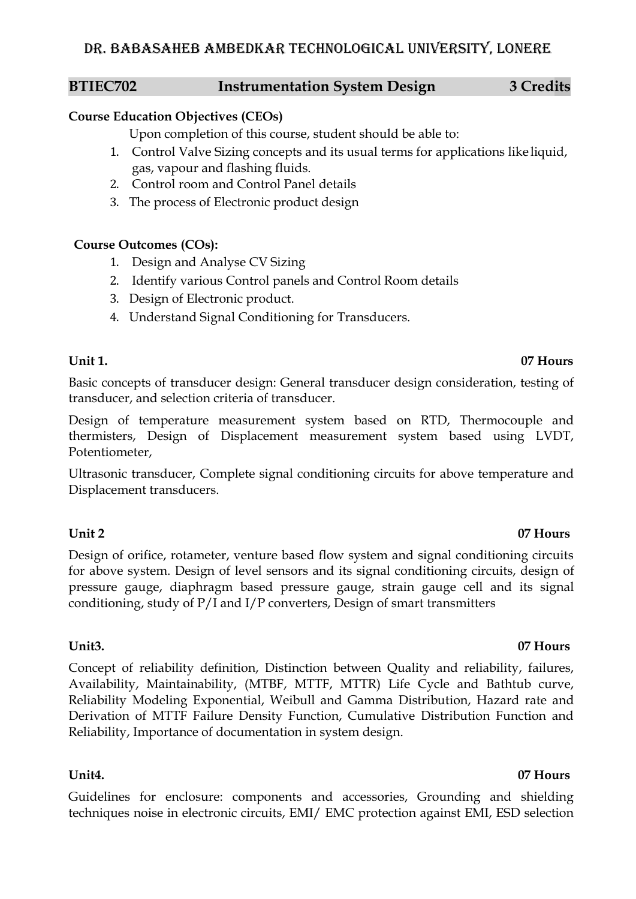# DR. BABASAHEB AMBEDKAR TECHNOLOGICAL UNIVERSITY, LONERE

## BTIEC702 Instrumentation System Design 3 Credits

**Course Education Objectives (CEOs)**

Upon completion of this course, student should be able to:

1. Control Valve Sizing concepts and its usual terms for applications like liquid, gas, vapour and flashing fluids.
2. Control room and Control Panel details
3. The process of Electronic product design

**Course Outcomes (COs):**

1. Design and Analyse CV Sizing
2. Identify various Control panels and Control Room details
3. Design of Electronic product.
4. Understand Signal Conditioning for Transducers.

**Unit 1. 07 Hours**

Basic concepts of transducer design: General transducer design consideration, testing of transducer, and selection criteria of transducer.

Design of temperature measurement system based on RTD, Thermocouple and thermisters, Design of Displacement measurement system based using LVDT, Potentiometer,

Ultrasonic transducer, Complete signal conditioning circuits for above temperature and Displacement transducers.

**Unit 2 07 Hours**

Design of orifice, rotameter, venture based flow system and signal conditioning circuits for above system. Design of level sensors and its signal conditioning circuits, design of pressure gauge, diaphragm based pressure gauge, strain gauge cell and its signal conditioning, study of P/I and I/P converters, Design of smart transmitters

**Unit3. 07 Hours**

Concept of reliability definition, Distinction between Quality and reliability, failures, Availability, Maintainability, (MTBF, MTTF, MTTR) Life Cycle and Bathtub curve, Reliability Modeling Exponential, Weibull and Gamma Distribution, Hazard rate and Derivation of MTTF Failure Density Function, Cumulative Distribution Function and Reliability, Importance of documentation in system design.

**Unit4. 07 Hours**

Guidelines for enclosure: components and accessories, Grounding and shielding techniques noise in electronic circuits, EMI/ EMC protection against EMI, ESD selection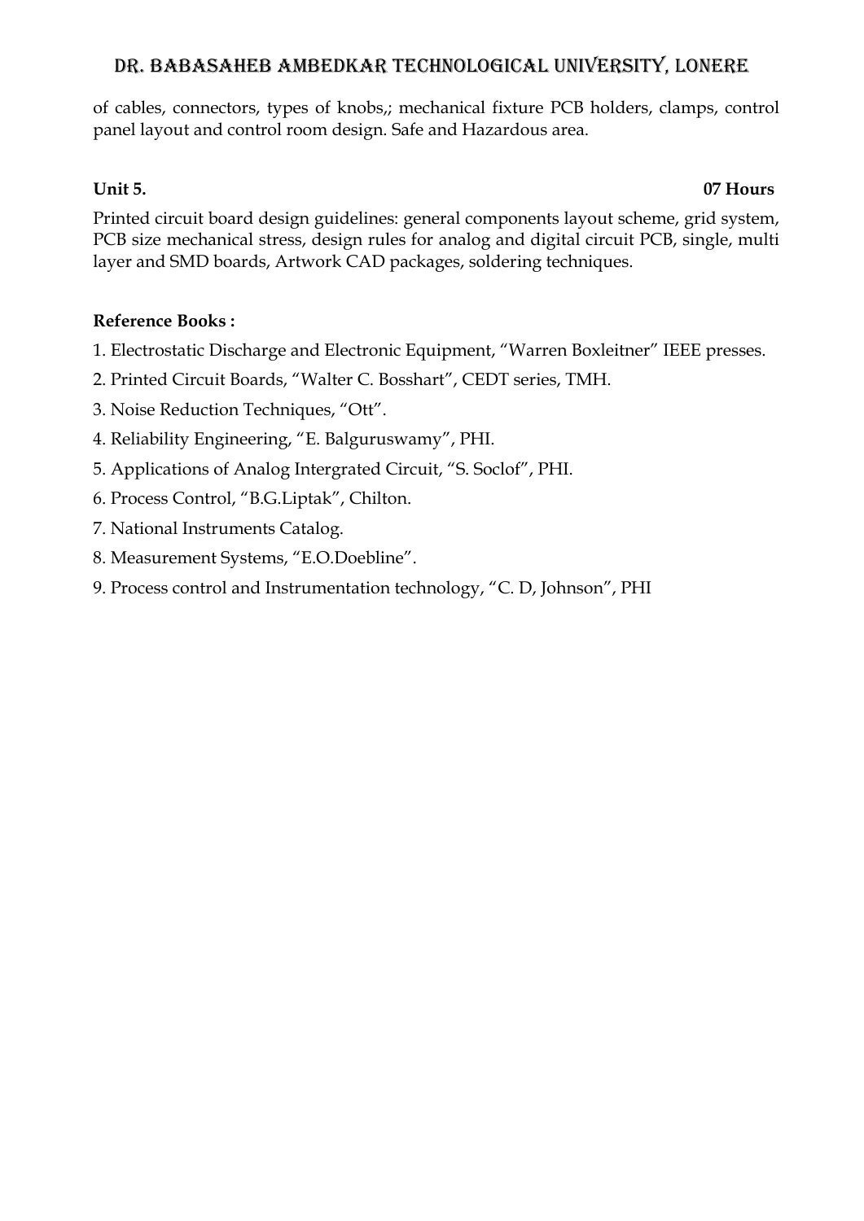of cables, connectors, types of knobs,; mechanical fixture PCB holders, clamps, control panel layout and control room design. Safe and Hazardous area.

**Unit 5. 07 Hours**

Printed circuit board design guidelines: general components layout scheme, grid system, PCB size mechanical stress, design rules for analog and digital circuit PCB, single, multi layer and SMD boards, Artwork CAD packages, soldering techniques.

**Reference Books :**

1. Electrostatic Discharge and Electronic Equipment, "Warren Boxleitner" IEEE presses.
2. Printed Circuit Boards, "Walter C. Bosshart", CEDT series, TMH.
3. Noise Reduction Techniques, "Ott".
4. Reliability Engineering, "E. Balguruswamy", PHI.
5. Applications of Analog Intergrated Circuit, "S. Soclof", PHI.
6. Process Control, "B.G.Liptak", Chilton.
7. National Instruments Catalog.
8. Measurement Systems, "E.O.Doebline".
9. Process control and Instrumentation technology, "C. D, Johnson", PHI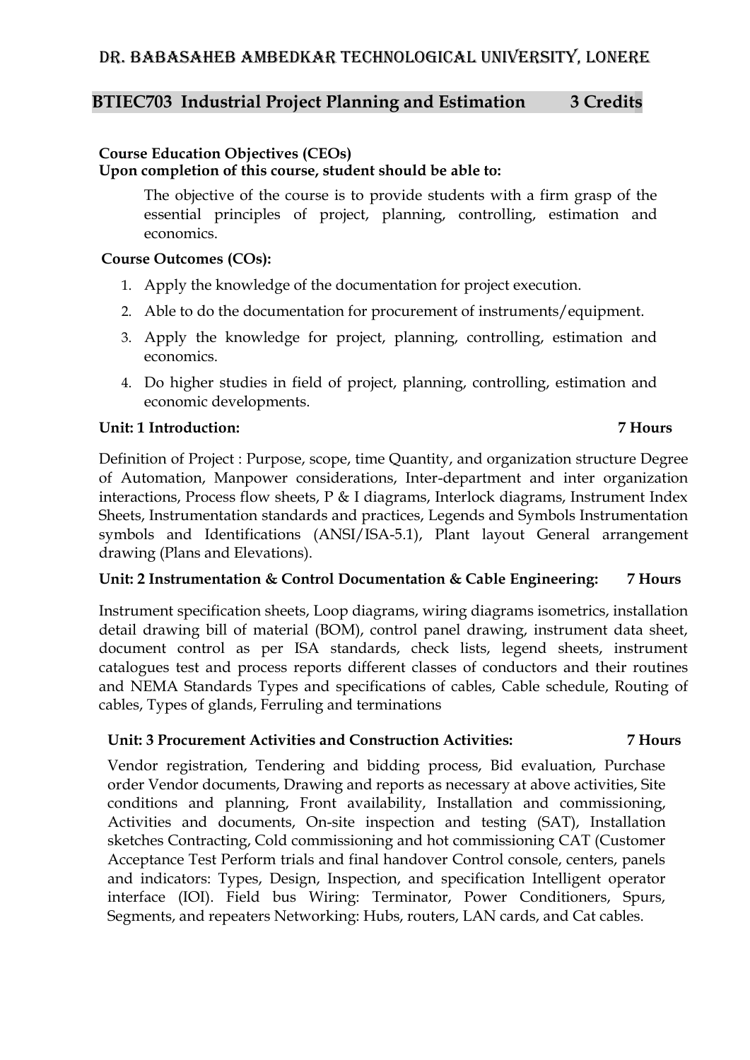# DR. BABASAHEB AMBEDKAR TECHNOLOGICAL UNIVERSITY, LONERE

## BTIEC703 Industrial Project Planning and Estimation 3 Credits

**Course Education Objectives (CEOs)**
**Upon completion of this course, student should be able to:**

The objective of the course is to provide students with a firm grasp of the essential principles of project, planning, controlling, estimation and economics.

**Course Outcomes (COs):**

1. Apply the knowledge of the documentation for project execution.
2. Able to do the documentation for procurement of instruments/equipment.
3. Apply the knowledge for project, planning, controlling, estimation and economics.
4. Do higher studies in field of project, planning, controlling, estimation and economic developments.

**Unit: 1 Introduction: 7 Hours**

Definition of Project : Purpose, scope, time Quantity, and organization structure Degree of Automation, Manpower considerations, Inter-department and inter organization interactions, Process flow sheets, P & I diagrams, Interlock diagrams, Instrument Index Sheets, Instrumentation standards and practices, Legends and Symbols Instrumentation symbols and Identifications (ANSI/ISA-5.1), Plant layout General arrangement drawing (Plans and Elevations).

**Unit: 2 Instrumentation & Control Documentation & Cable Engineering: 7 Hours**

Instrument specification sheets, Loop diagrams, wiring diagrams isometrics, installation detail drawing bill of material (BOM), control panel drawing, instrument data sheet, document control as per ISA standards, check lists, legend sheets, instrument catalogues test and process reports different classes of conductors and their routines and NEMA Standards Types and specifications of cables, Cable schedule, Routing of cables, Types of glands, Ferruling and terminations

**Unit: 3 Procurement Activities and Construction Activities: 7 Hours**

Vendor registration, Tendering and bidding process, Bid evaluation, Purchase order Vendor documents, Drawing and reports as necessary at above activities, Site conditions and planning, Front availability, Installation and commissioning, Activities and documents, On-site inspection and testing (SAT), Installation sketches Contracting, Cold commissioning and hot commissioning CAT (Customer Acceptance Test Perform trials and final handover Control console, centers, panels and indicators: Types, Design, Inspection, and specification Intelligent operator interface (IOI). Field bus Wiring: Terminator, Power Conditioners, Spurs, Segments, and repeaters Networking: Hubs, routers, LAN cards, and Cat cables.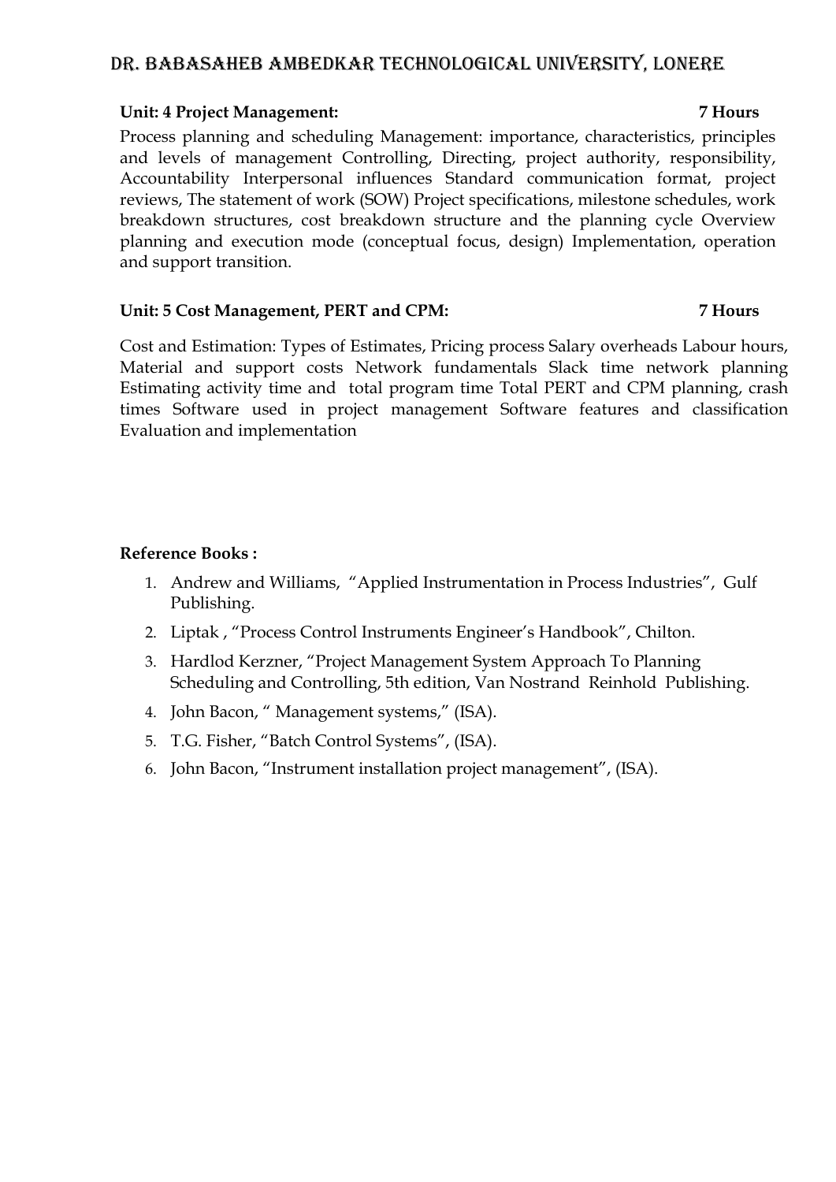**Unit: 4 Project Management: 7 Hours**

Process planning and scheduling Management: importance, characteristics, principles and levels of management Controlling, Directing, project authority, responsibility, Accountability Interpersonal influences Standard communication format, project reviews, The statement of work (SOW) Project specifications, milestone schedules, work breakdown structures, cost breakdown structure and the planning cycle Overview planning and execution mode (conceptual focus, design) Implementation, operation and support transition.

**Unit: 5 Cost Management, PERT and CPM: 7 Hours**

Cost and Estimation: Types of Estimates, Pricing process Salary overheads Labour hours, Material and support costs Network fundamentals Slack time network planning Estimating activity time and total program time Total PERT and CPM planning, crash times Software used in project management Software features and classification Evaluation and implementation

**Reference Books :**

1. Andrew and Williams, "Applied Instrumentation in Process Industries", Gulf Publishing.
2. Liptak , "Process Control Instruments Engineer's Handbook", Chilton.
3. Hardlod Kerzner, "Project Management System Approach To Planning Scheduling and Controlling, 5th edition, Van Nostrand Reinhold Publishing.
4. John Bacon, " Management systems," (ISA).
5. T.G. Fisher, "Batch Control Systems", (ISA).
6. John Bacon, "Instrument installation project management", (ISA).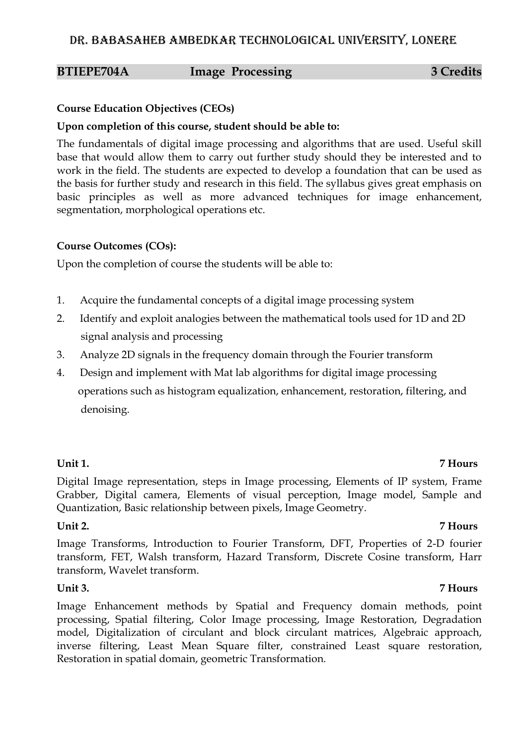# DR. BABASAHEB AMBEDKAR TECHNOLOGICAL UNIVERSITY, LONERE

## BTIEPE704A Image Processing 3 Credits

**Course Education Objectives (CEOs)**

**Upon completion of this course, student should be able to:**

The fundamentals of digital image processing and algorithms that are used. Useful skill base that would allow them to carry out further study should they be interested and to work in the field. The students are expected to develop a foundation that can be used as the basis for further study and research in this field. The syllabus gives great emphasis on basic principles as well as more advanced techniques for image enhancement, segmentation, morphological operations etc.

**Course Outcomes (COs):**

Upon the completion of course the students will be able to:

1. Acquire the fundamental concepts of a digital image processing system
2. Identify and exploit analogies between the mathematical tools used for 1D and 2D signal analysis and processing
3. Analyze 2D signals in the frequency domain through the Fourier transform
4. Design and implement with Mat lab algorithms for digital image processing operations such as histogram equalization, enhancement, restoration, filtering, and denoising.

**Unit 1.** **7 Hours**

Digital Image representation, steps in Image processing, Elements of IP system, Frame Grabber, Digital camera, Elements of visual perception, Image model, Sample and Quantization, Basic relationship between pixels, Image Geometry.

**Unit 2.** **7 Hours**

Image Transforms, Introduction to Fourier Transform, DFT, Properties of 2-D fourier transform, FET, Walsh transform, Hazard Transform, Discrete Cosine transform, Harr transform, Wavelet transform.

**Unit 3.** **7 Hours**

Image Enhancement methods by Spatial and Frequency domain methods, point processing, Spatial filtering, Color Image processing, Image Restoration, Degradation model, Digitalization of circulant and block circulant matrices, Algebraic approach, inverse filtering, Least Mean Square filter, constrained Least square restoration, Restoration in spatial domain, geometric Transformation.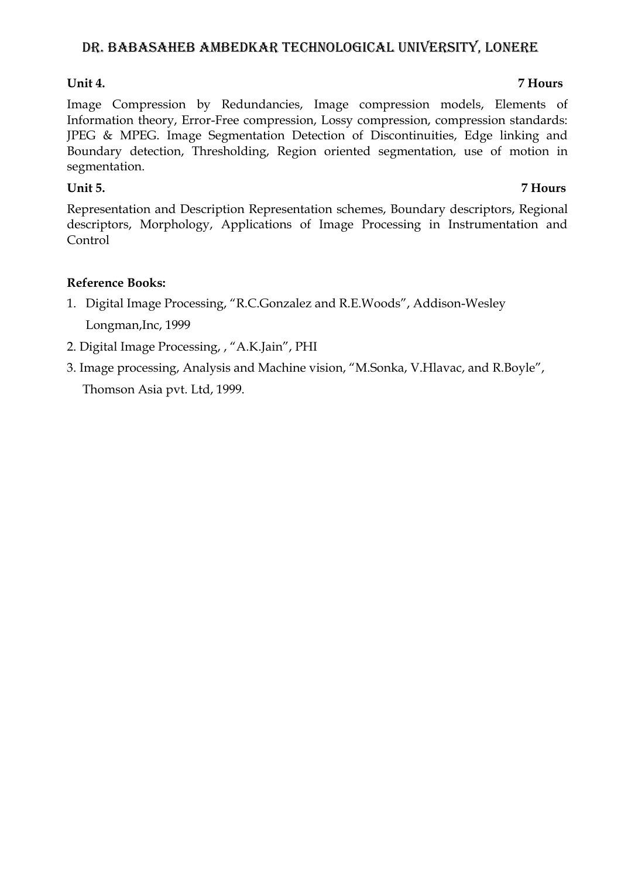**Unit 4. 7 Hours**

Image Compression by Redundancies, Image compression models, Elements of Information theory, Error-Free compression, Lossy compression, compression standards: JPEG & MPEG. Image Segmentation Detection of Discontinuities, Edge linking and Boundary detection, Thresholding, Region oriented segmentation, use of motion in segmentation.

**Unit 5. 7 Hours**

Representation and Description Representation schemes, Boundary descriptors, Regional descriptors, Morphology, Applications of Image Processing in Instrumentation and Control

**Reference Books:**

1. Digital Image Processing, "R.C.Gonzalez and R.E.Woods", Addison-Wesley Longman,Inc, 1999
2. Digital Image Processing, , "A.K.Jain", PHI
3. Image processing, Analysis and Machine vision, "M.Sonka, V.Hlavac, and R.Boyle", Thomson Asia pvt. Ltd, 1999.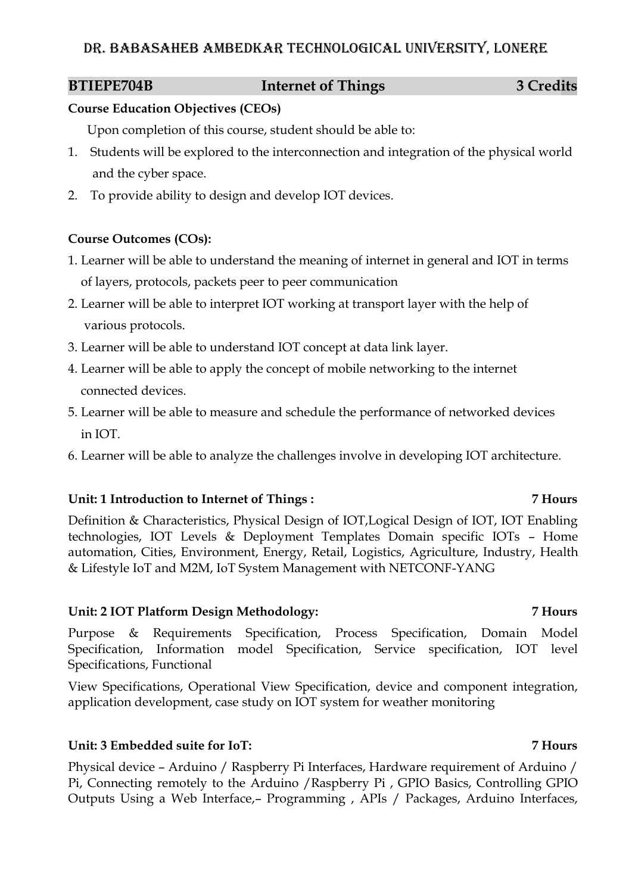# DR. BABASAHEB AMBEDKAR TECHNOLOGICAL UNIVERSITY, LONERE

## BTIEPE704B Internet of Things 3 Credits

**Course Education Objectives (CEOs)**

Upon completion of this course, student should be able to:

1. Students will be explored to the interconnection and integration of the physical world and the cyber space.
2. To provide ability to design and develop IOT devices.

**Course Outcomes (COs):**

1. Learner will be able to understand the meaning of internet in general and IOT in terms of layers, protocols, packets peer to peer communication
2. Learner will be able to interpret IOT working at transport layer with the help of various protocols.
3. Learner will be able to understand IOT concept at data link layer.
4. Learner will be able to apply the concept of mobile networking to the internet connected devices.
5. Learner will be able to measure and schedule the performance of networked devices in IOT.
6. Learner will be able to analyze the challenges involve in developing IOT architecture.

**Unit: 1 Introduction to Internet of Things : 7 Hours**

Definition & Characteristics, Physical Design of IOT,Logical Design of IOT, IOT Enabling technologies, IOT Levels & Deployment Templates Domain specific IOTs – Home automation, Cities, Environment, Energy, Retail, Logistics, Agriculture, Industry, Health & Lifestyle IoT and M2M, IoT System Management with NETCONF-YANG

**Unit: 2 IOT Platform Design Methodology: 7 Hours**

Purpose & Requirements Specification, Process Specification, Domain Model Specification, Information model Specification, Service specification, IOT level Specifications, Functional

View Specifications, Operational View Specification, device and component integration, application development, case study on IOT system for weather monitoring

**Unit: 3 Embedded suite for IoT: 7 Hours**

Physical device – Arduino / Raspberry Pi Interfaces, Hardware requirement of Arduino / Pi, Connecting remotely to the Arduino /Raspberry Pi , GPIO Basics, Controlling GPIO Outputs Using a Web Interface,– Programming , APIs / Packages, Arduino Interfaces,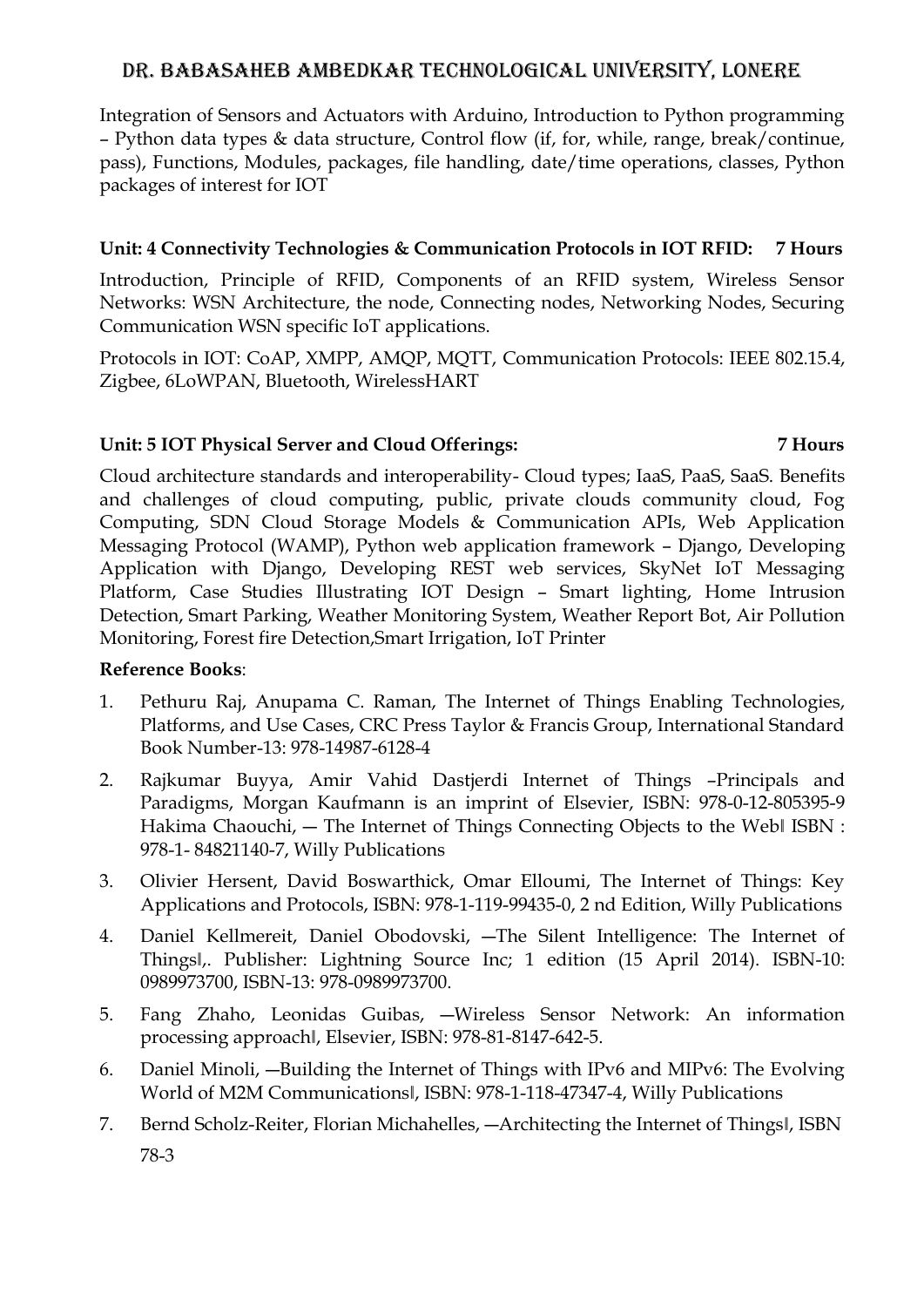Integration of Sensors and Actuators with Arduino, Introduction to Python programming – Python data types & data structure, Control flow (if, for, while, range, break/continue, pass), Functions, Modules, packages, file handling, date/time operations, classes, Python packages of interest for IOT

**Unit: 4 Connectivity Technologies & Communication Protocols in IOT RFID: 7 Hours**

Introduction, Principle of RFID, Components of an RFID system, Wireless Sensor Networks: WSN Architecture, the node, Connecting nodes, Networking Nodes, Securing Communication WSN specific IoT applications.

Protocols in IOT: CoAP, XMPP, AMQP, MQTT, Communication Protocols: IEEE 802.15.4, Zigbee, 6LoWPAN, Bluetooth, WirelessHART

**Unit: 5 IOT Physical Server and Cloud Offerings: 7 Hours**

Cloud architecture standards and interoperability- Cloud types; IaaS, PaaS, SaaS. Benefits and challenges of cloud computing, public, private clouds community cloud, Fog Computing, SDN Cloud Storage Models & Communication APIs, Web Application Messaging Protocol (WAMP), Python web application framework – Django, Developing Application with Django, Developing REST web services, SkyNet IoT Messaging Platform, Case Studies Illustrating IOT Design – Smart lighting, Home Intrusion Detection, Smart Parking, Weather Monitoring System, Weather Report Bot, Air Pollution Monitoring, Forest fire Detection,Smart Irrigation, IoT Printer

**Reference Books**:

1. Pethuru Raj, Anupama C. Raman, The Internet of Things Enabling Technologies, Platforms, and Use Cases, CRC Press Taylor & Francis Group, International Standard Book Number-13: 978-14987-6128-4
2. Rajkumar Buyya, Amir Vahid Dastjerdi Internet of Things –Principals and Paradigms, Morgan Kaufmann is an imprint of Elsevier, ISBN: 978-0-12-805395-9 Hakima Chaouchi, — The Internet of Things Connecting Objects to the Web‖ ISBN : 978-1- 84821140-7, Willy Publications
3. Olivier Hersent, David Boswarthick, Omar Elloumi, The Internet of Things: Key Applications and Protocols, ISBN: 978-1-119-99435-0, 2 nd Edition, Willy Publications
4. Daniel Kellmereit, Daniel Obodovski, —The Silent Intelligence: The Internet of Things‖,. Publisher: Lightning Source Inc; 1 edition (15 April 2014). ISBN-10: 0989973700, ISBN-13: 978-0989973700.
5. Fang Zhaho, Leonidas Guibas, —Wireless Sensor Network: An information processing approach‖, Elsevier, ISBN: 978-81-8147-642-5.
6. Daniel Minoli, —Building the Internet of Things with IPv6 and MIPv6: The Evolving World of M2M Communications‖, ISBN: 978-1-118-47347-4, Willy Publications
7. Bernd Scholz-Reiter, Florian Michahelles, —Architecting the Internet of Things‖, ISBN 78-3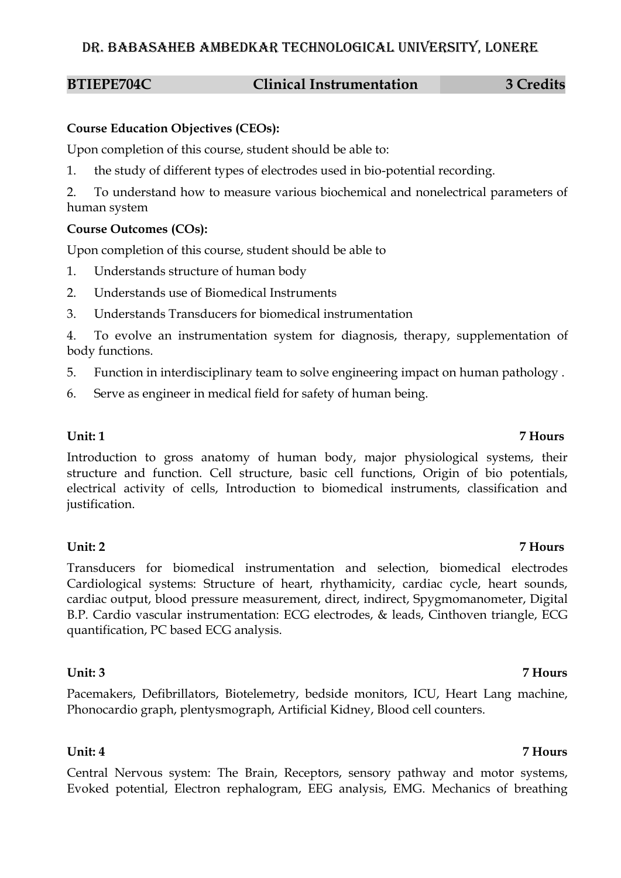# DR. BABASAHEB AMBEDKAR TECHNOLOGICAL UNIVERSITY, LONERE

| BTIEPE704C | Clinical Instrumentation | 3 Credits |
|---|---|---|

**Course Education Objectives (CEOs):**

Upon completion of this course, student should be able to:

1. the study of different types of electrodes used in bio-potential recording.
2. To understand how to measure various biochemical and nonelectrical parameters of human system

**Course Outcomes (COs):**

Upon completion of this course, student should be able to

1. Understands structure of human body
2. Understands use of Biomedical Instruments
3. Understands Transducers for biomedical instrumentation
4. To evolve an instrumentation system for diagnosis, therapy, supplementation of body functions.
5. Function in interdisciplinary team to solve engineering impact on human pathology .
6. Serve as engineer in medical field for safety of human being.

**Unit: 1** **7 Hours**

Introduction to gross anatomy of human body, major physiological systems, their structure and function. Cell structure, basic cell functions, Origin of bio potentials, electrical activity of cells, Introduction to biomedical instruments, classification and justification.

**Unit: 2** **7 Hours**

Transducers for biomedical instrumentation and selection, biomedical electrodes Cardiological systems: Structure of heart, rhythamicity, cardiac cycle, heart sounds, cardiac output, blood pressure measurement, direct, indirect, Spygmomanometer, Digital B.P. Cardio vascular instrumentation: ECG electrodes, & leads, Cinthoven triangle, ECG quantification, PC based ECG analysis.

**Unit: 3** **7 Hours**

Pacemakers, Defibrillators, Biotelemetry, bedside monitors, ICU, Heart Lang machine, Phonocardio graph, plentysmograph, Artificial Kidney, Blood cell counters.

**Unit: 4** **7 Hours**

Central Nervous system: The Brain, Receptors, sensory pathway and motor systems, Evoked potential, Electron rephalogram, EEG analysis, EMG. Mechanics of breathing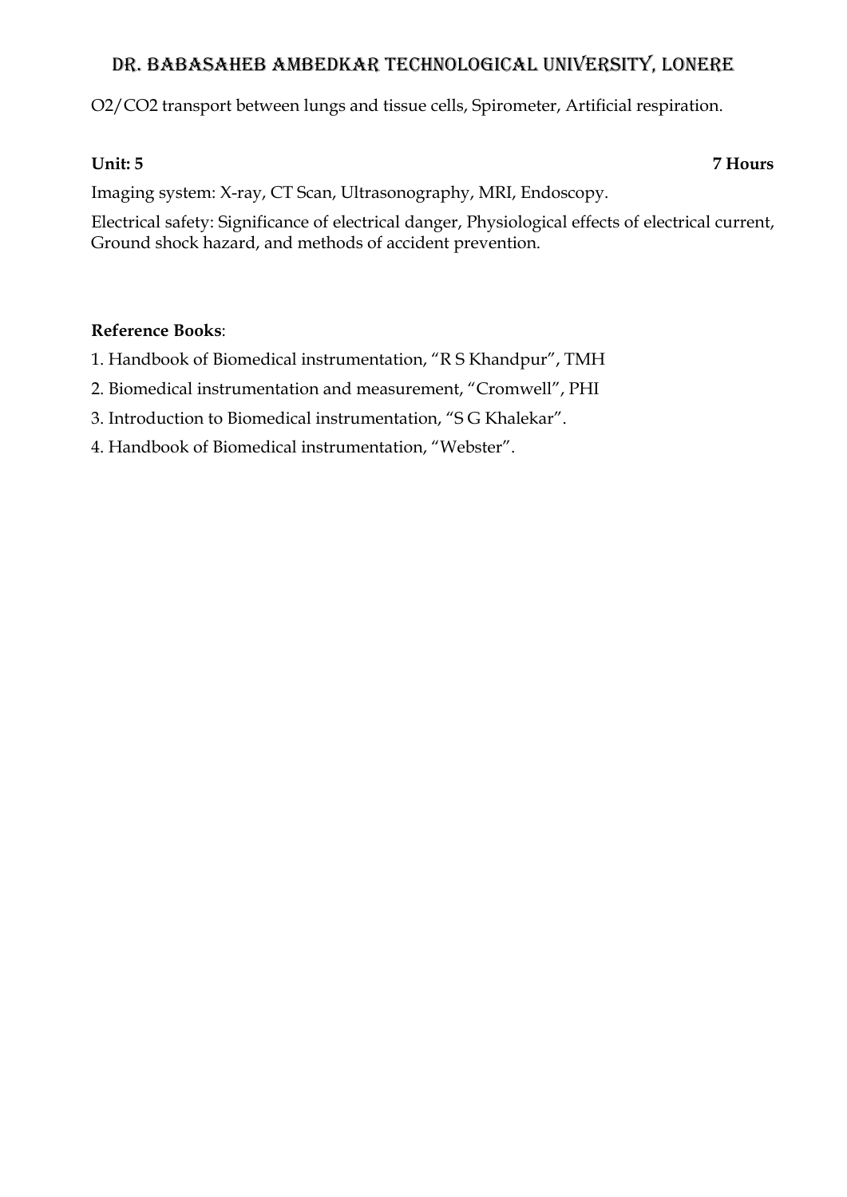$O_2/CO_2$ transport between lungs and tissue cells, Spirometer, Artificial respiration.

**Unit: 5** **7 Hours**

Imaging system: X-ray, CT Scan, Ultrasonography, MRI, Endoscopy.

Electrical safety: Significance of electrical danger, Physiological effects of electrical current, Ground shock hazard, and methods of accident prevention.

**Reference Books**:

1. Handbook of Biomedical instrumentation, "R S Khandpur", TMH
2. Biomedical instrumentation and measurement, "Cromwell", PHI
3. Introduction to Biomedical instrumentation, "S G Khalekar".
4. Handbook of Biomedical instrumentation, "Webster".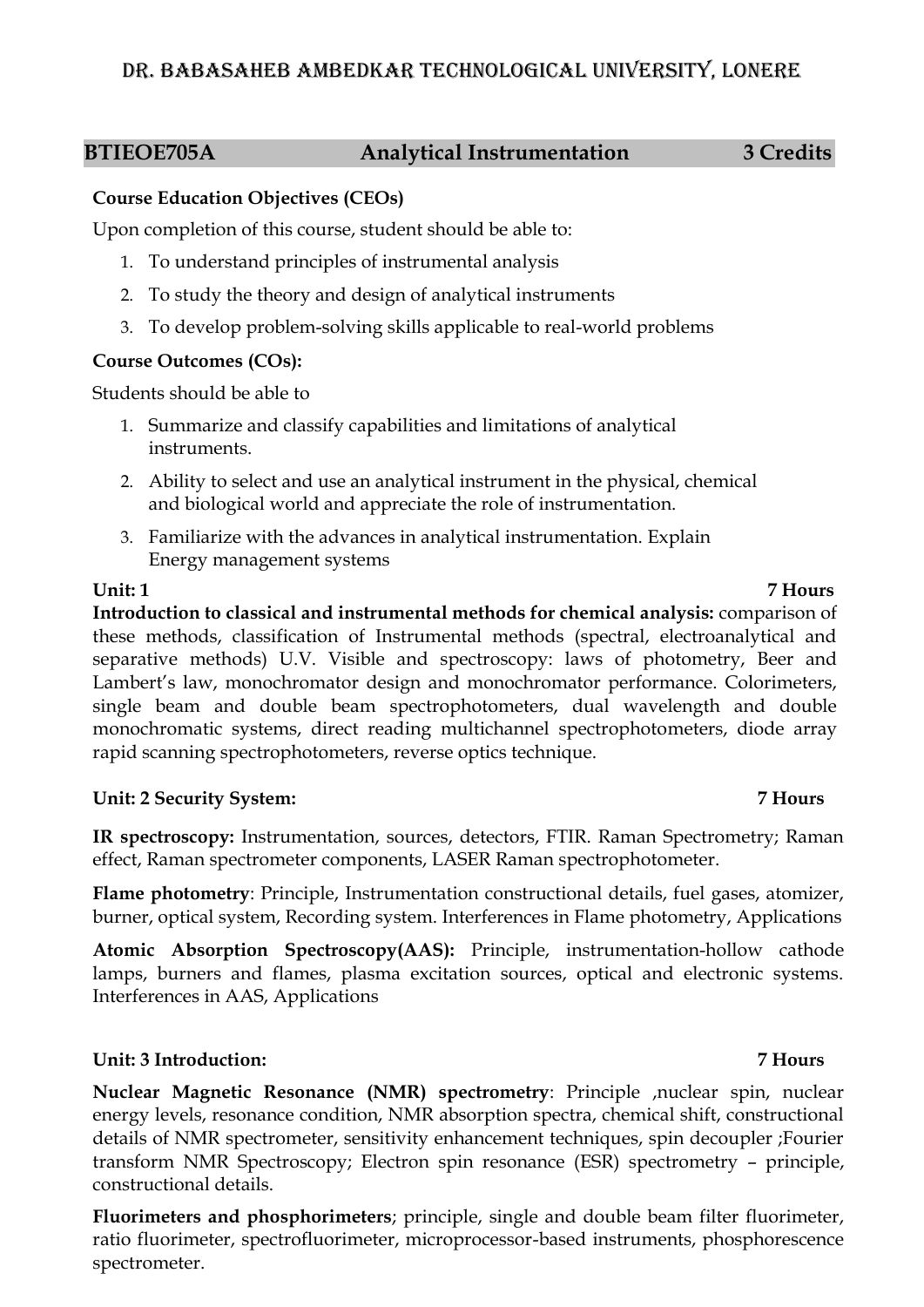# DR. BABASAHEB AMBEDKAR TECHNOLOGICAL UNIVERSITY, LONERE

## BTIEOE705A Analytical Instrumentation 3 Credits

**Course Education Objectives (CEOs)**

Upon completion of this course, student should be able to:

1. To understand principles of instrumental analysis
2. To study the theory and design of analytical instruments
3. To develop problem-solving skills applicable to real-world problems

**Course Outcomes (COs):**

Students should be able to

1. Summarize and classify capabilities and limitations of analytical instruments.
2. Ability to select and use an analytical instrument in the physical, chemical and biological world and appreciate the role of instrumentation.
3. Familiarize with the advances in analytical instrumentation. Explain Energy management systems

**Unit: 1** **7 Hours**

**Introduction to classical and instrumental methods for chemical analysis:** comparison of these methods, classification of Instrumental methods (spectral, electroanalytical and separative methods) U.V. Visible and spectroscopy: laws of photometry, Beer and Lambert's law, monochromator design and monochromator performance. Colorimeters, single beam and double beam spectrophotometers, dual wavelength and double monochromatic systems, direct reading multichannel spectrophotometers, diode array rapid scanning spectrophotometers, reverse optics technique.

**Unit: 2 Security System:** **7 Hours**

**IR spectroscopy:** Instrumentation, sources, detectors, FTIR. Raman Spectrometry; Raman effect, Raman spectrometer components, LASER Raman spectrophotometer.

**Flame photometry**: Principle, Instrumentation constructional details, fuel gases, atomizer, burner, optical system, Recording system. Interferences in Flame photometry, Applications

**Atomic Absorption Spectroscopy(AAS):** Principle, instrumentation-hollow cathode lamps, burners and flames, plasma excitation sources, optical and electronic systems. Interferences in AAS, Applications

**Unit: 3 Introduction:** **7 Hours**

**Nuclear Magnetic Resonance (NMR) spectrometry**: Principle ,nuclear spin, nuclear energy levels, resonance condition, NMR absorption spectra, chemical shift, constructional details of NMR spectrometer, sensitivity enhancement techniques, spin decoupler ;Fourier transform NMR Spectroscopy; Electron spin resonance (ESR) spectrometry – principle, constructional details.

**Fluorimeters and phosphorimeters**; principle, single and double beam filter fluorimeter, ratio fluorimeter, spectrofluorimeter, microprocessor-based instruments, phosphorescence spectrometer.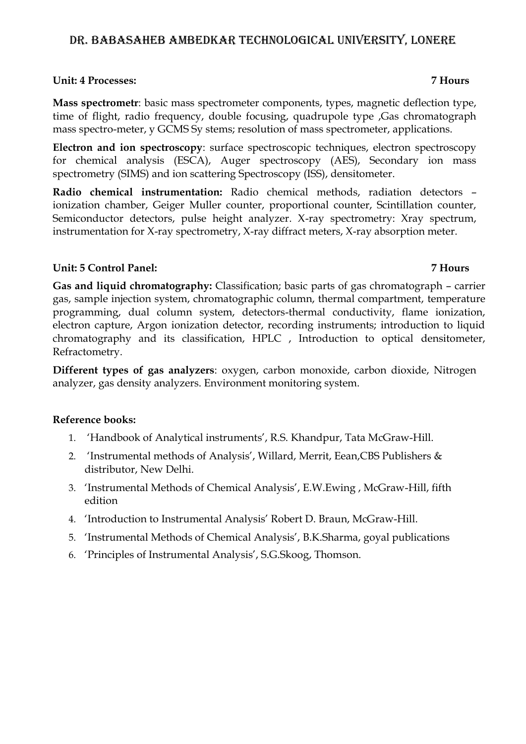**Unit: 4 Processes: 7 Hours**

**Mass spectrometr**: basic mass spectrometer components, types, magnetic deflection type, time of flight, radio frequency, double focusing, quadrupole type ,Gas chromatograph mass spectro-meter, y GCMS Sy stems; resolution of mass spectrometer, applications.

**Electron and ion spectroscopy**: surface spectroscopic techniques, electron spectroscopy for chemical analysis (ESCA), Auger spectroscopy (AES), Secondary ion mass spectrometry (SIMS) and ion scattering Spectroscopy (ISS), densitometer.

**Radio chemical instrumentation:** Radio chemical methods, radiation detectors – ionization chamber, Geiger Muller counter, proportional counter, Scintillation counter, Semiconductor detectors, pulse height analyzer. X-ray spectrometry: Xray spectrum, instrumentation for X-ray spectrometry, X-ray diffract meters, X-ray absorption meter.

**Unit: 5 Control Panel: 7 Hours**

**Gas and liquid chromatography:** Classification; basic parts of gas chromatograph – carrier gas, sample injection system, chromatographic column, thermal compartment, temperature programming, dual column system, detectors-thermal conductivity, flame ionization, electron capture, Argon ionization detector, recording instruments; introduction to liquid chromatography and its classification, HPLC , Introduction to optical densitometer, Refractometry.

**Different types of gas analyzers**: oxygen, carbon monoxide, carbon dioxide, Nitrogen analyzer, gas density analyzers. Environment monitoring system.

**Reference books:**

1. 'Handbook of Analytical instruments', R.S. Khandpur, Tata McGraw-Hill.
2. 'Instrumental methods of Analysis', Willard, Merrit, Eean,CBS Publishers & distributor, New Delhi.
3. 'Instrumental Methods of Chemical Analysis', E.W.Ewing , McGraw-Hill, fifth edition
4. 'Introduction to Instrumental Analysis' Robert D. Braun, McGraw-Hill.
5. 'Instrumental Methods of Chemical Analysis', B.K.Sharma, goyal publications
6. 'Principles of Instrumental Analysis', S.G.Skoog, Thomson.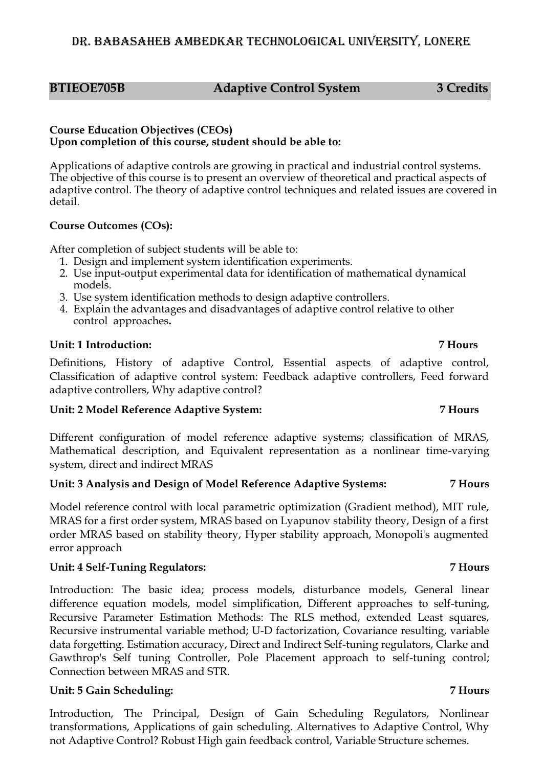# Dr. Babasaheb Ambedkar Technological University, Lonere

## BTIEOE705B Adaptive Control System 3 Credits

**Course Education Objectives (CEOs)**
**Upon completion of this course, student should be able to:**

Applications of adaptive controls are growing in practical and industrial control systems. The objective of this course is to present an overview of theoretical and practical aspects of adaptive control. The theory of adaptive control techniques and related issues are covered in detail.

**Course Outcomes (COs):**

After completion of subject students will be able to:

1. Design and implement system identification experiments.
2. Use input-output experimental data for identification of mathematical dynamical models.
3. Use system identification methods to design adaptive controllers.
4. Explain the advantages and disadvantages of adaptive control relative to other control approaches**.**

**Unit: 1 Introduction: 7 Hours**

Definitions, History of adaptive Control, Essential aspects of adaptive control, Classification of adaptive control system: Feedback adaptive controllers, Feed forward adaptive controllers, Why adaptive control?

**Unit: 2 Model Reference Adaptive System: 7 Hours**

Different configuration of model reference adaptive systems; classification of MRAS, Mathematical description, and Equivalent representation as a nonlinear time-varying system, direct and indirect MRAS

**Unit: 3 Analysis and Design of Model Reference Adaptive Systems: 7 Hours**

Model reference control with local parametric optimization (Gradient method), MIT rule, MRAS for a first order system, MRAS based on Lyapunov stability theory, Design of a first order MRAS based on stability theory, Hyper stability approach, Monopoli's augmented error approach

**Unit: 4 Self-Tuning Regulators: 7 Hours**

Introduction: The basic idea; process models, disturbance models, General linear difference equation models, model simplification, Different approaches to self-tuning, Recursive Parameter Estimation Methods: The RLS method, extended Least squares, Recursive instrumental variable method; U-D factorization, Covariance resulting, variable data forgetting. Estimation accuracy, Direct and Indirect Self-tuning regulators, Clarke and Gawthrop's Self tuning Controller, Pole Placement approach to self-tuning control; Connection between MRAS and STR.

**Unit: 5 Gain Scheduling: 7 Hours**

Introduction, The Principal, Design of Gain Scheduling Regulators, Nonlinear transformations, Applications of gain scheduling. Alternatives to Adaptive Control, Why not Adaptive Control? Robust High gain feedback control, Variable Structure schemes.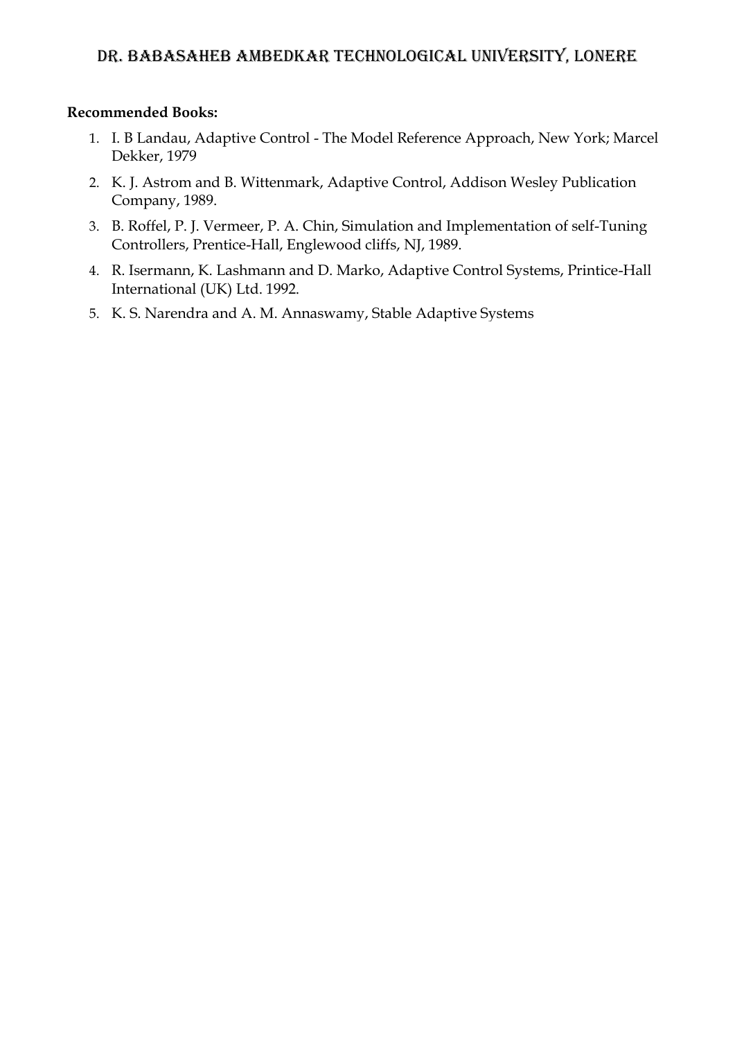**Recommended Books:**

1. I. B Landau, Adaptive Control - The Model Reference Approach, New York; Marcel Dekker, 1979
2. K. J. Astrom and B. Wittenmark, Adaptive Control, Addison Wesley Publication Company, 1989.
3. B. Roffel, P. J. Vermeer, P. A. Chin, Simulation and Implementation of self-Tuning Controllers, Prentice-Hall, Englewood cliffs, NJ, 1989.
4. R. Isermann, K. Lashmann and D. Marko, Adaptive Control Systems, Printice-Hall International (UK) Ltd. 1992.
5. K. S. Narendra and A. M. Annaswamy, Stable Adaptive Systems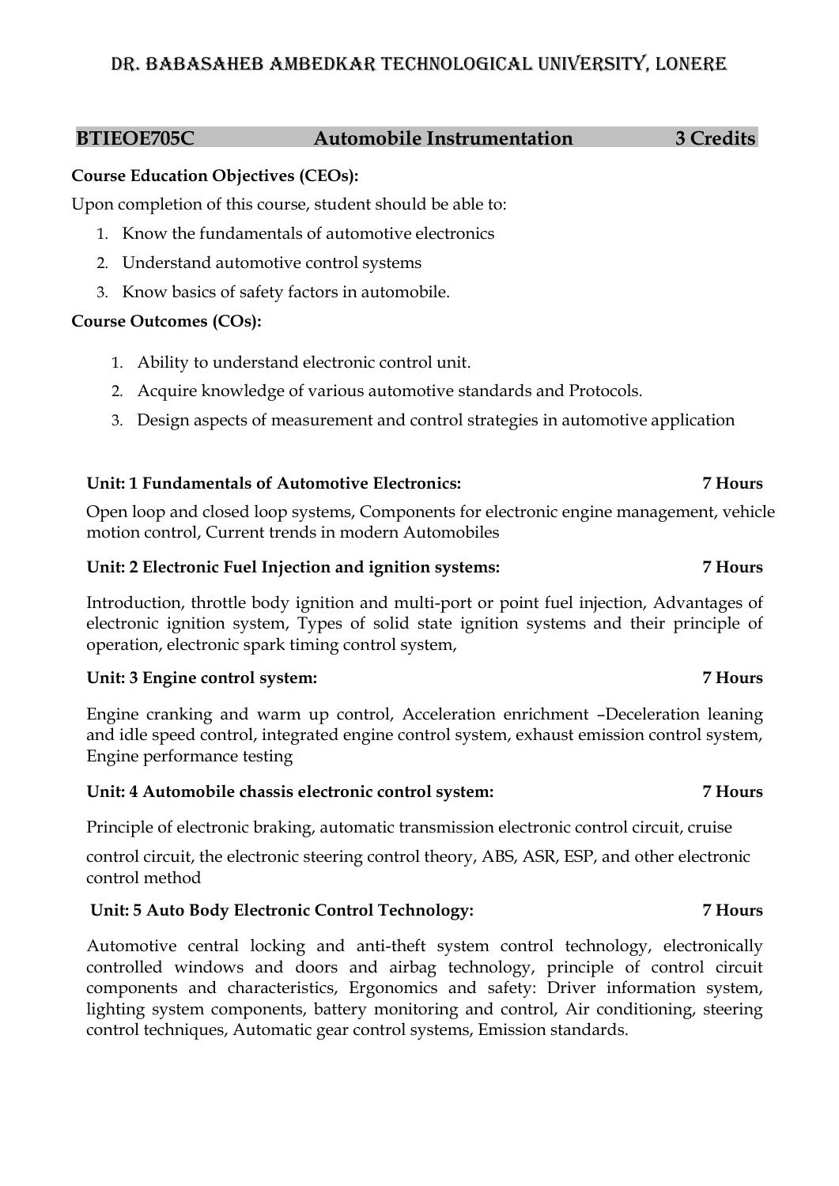# DR. BABASAHEB AMBEDKAR TECHNOLOGICAL UNIVERSITY, LONERE

## BTIEOE705C Automobile Instrumentation 3 Credits

**Course Education Objectives (CEOs):**

Upon completion of this course, student should be able to:

1. Know the fundamentals of automotive electronics
2. Understand automotive control systems
3. Know basics of safety factors in automobile.

**Course Outcomes (COs):**

1. Ability to understand electronic control unit.
2. Acquire knowledge of various automotive standards and Protocols.
3. Design aspects of measurement and control strategies in automotive application

**Unit: 1 Fundamentals of Automotive Electronics: 7 Hours**

Open loop and closed loop systems, Components for electronic engine management, vehicle motion control, Current trends in modern Automobiles

**Unit: 2 Electronic Fuel Injection and ignition systems: 7 Hours**

Introduction, throttle body ignition and multi-port or point fuel injection, Advantages of electronic ignition system, Types of solid state ignition systems and their principle of operation, electronic spark timing control system,

**Unit: 3 Engine control system: 7 Hours**

Engine cranking and warm up control, Acceleration enrichment –Deceleration leaning and idle speed control, integrated engine control system, exhaust emission control system, Engine performance testing

**Unit: 4 Automobile chassis electronic control system: 7 Hours**

Principle of electronic braking, automatic transmission electronic control circuit, cruise control circuit, the electronic steering control theory, ABS, ASR, ESP, and other electronic control method

**Unit: 5 Auto Body Electronic Control Technology: 7 Hours**

Automotive central locking and anti-theft system control technology, electronically controlled windows and doors and airbag technology, principle of control circuit components and characteristics, Ergonomics and safety: Driver information system, lighting system components, battery monitoring and control, Air conditioning, steering control techniques, Automatic gear control systems, Emission standards.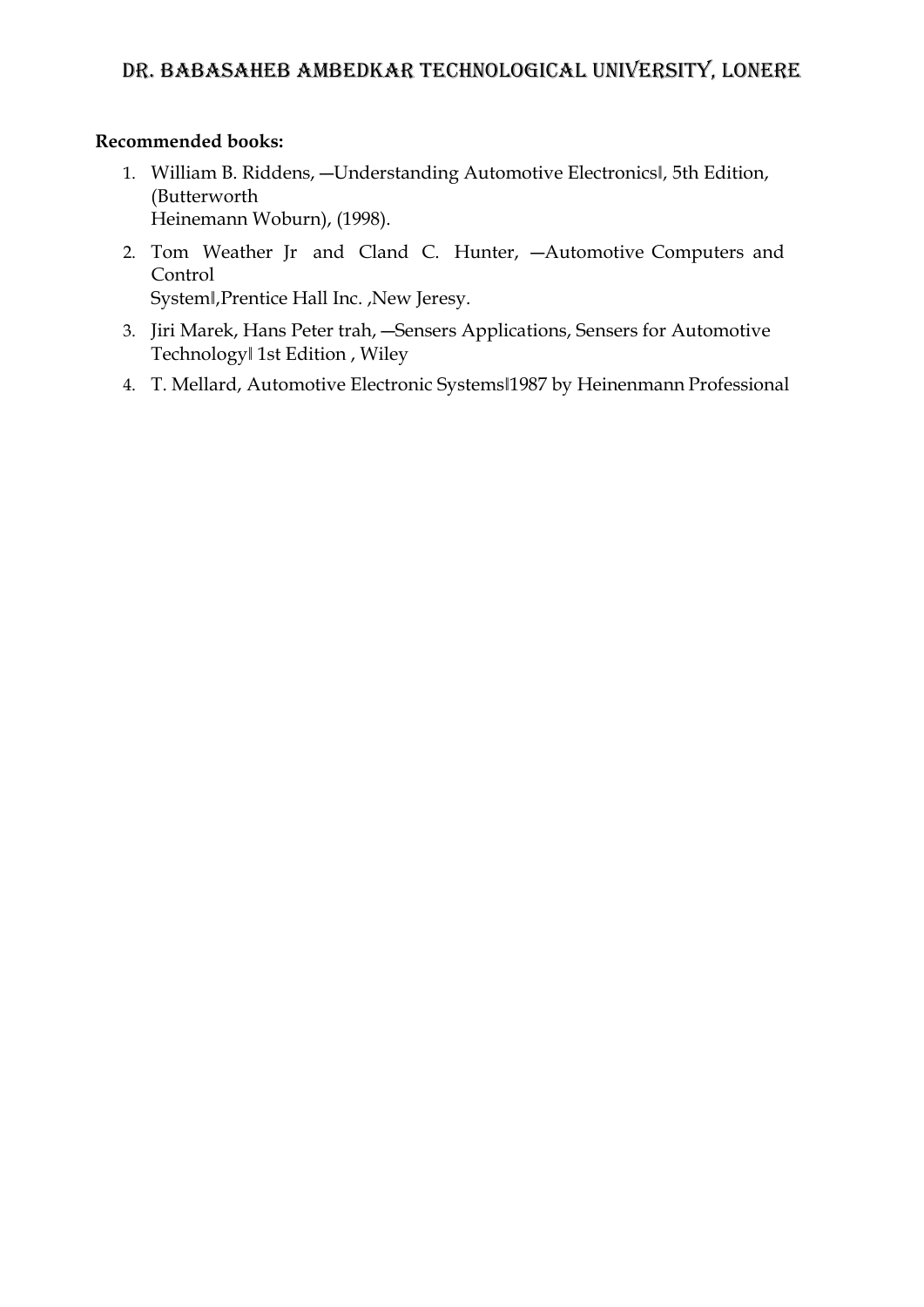**Recommended books:**

1. William B. Riddens, —Understanding Automotive Electronics‖, 5th Edition, (Butterworth Heinemann Woburn), (1998).
2. Tom Weather Jr and Cland C. Hunter, —Automotive Computers and Control System‖,Prentice Hall Inc. ,New Jeresy.
3. Jiri Marek, Hans Peter trah, —Sensers Applications, Sensers for Automotive Technology‖ 1st Edition , Wiley
4. T. Mellard, Automotive Electronic Systems‖1987 by Heinenmann Professional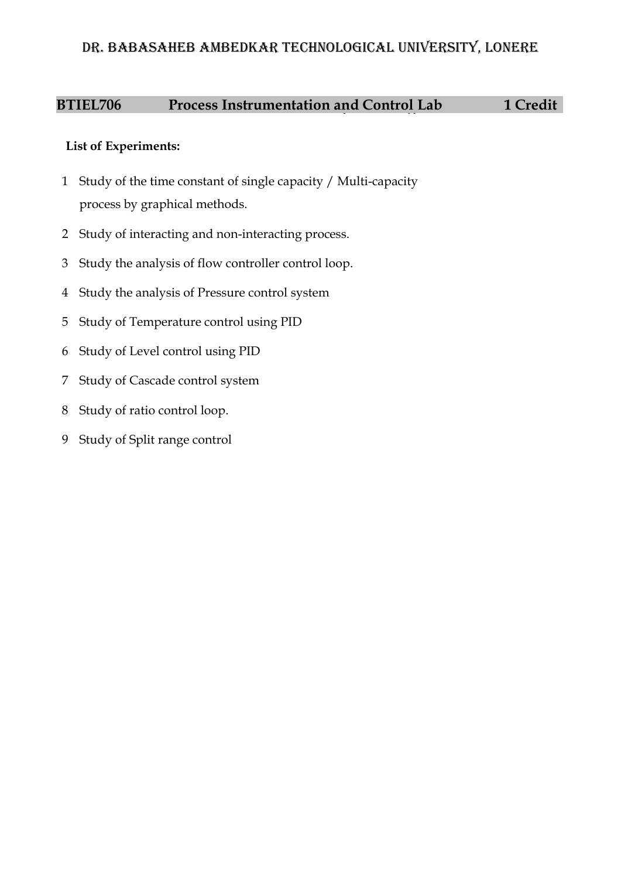# Dr. Babasaheb Ambedkar Technological University, Lonere

| BTIEL706 | Process Instrumentation and Control Lab | 1 Credit |
| --- | --- | --- |

**List of Experiments:**

1. Study of the time constant of single capacity / Multi-capacity process by graphical methods.
2. Study of interacting and non-interacting process.
3. Study the analysis of flow controller control loop.
4. Study the analysis of Pressure control system
5. Study of Temperature control using PID
6. Study of Level control using PID
7. Study of Cascade control system
8. Study of ratio control loop.
9. Study of Split range control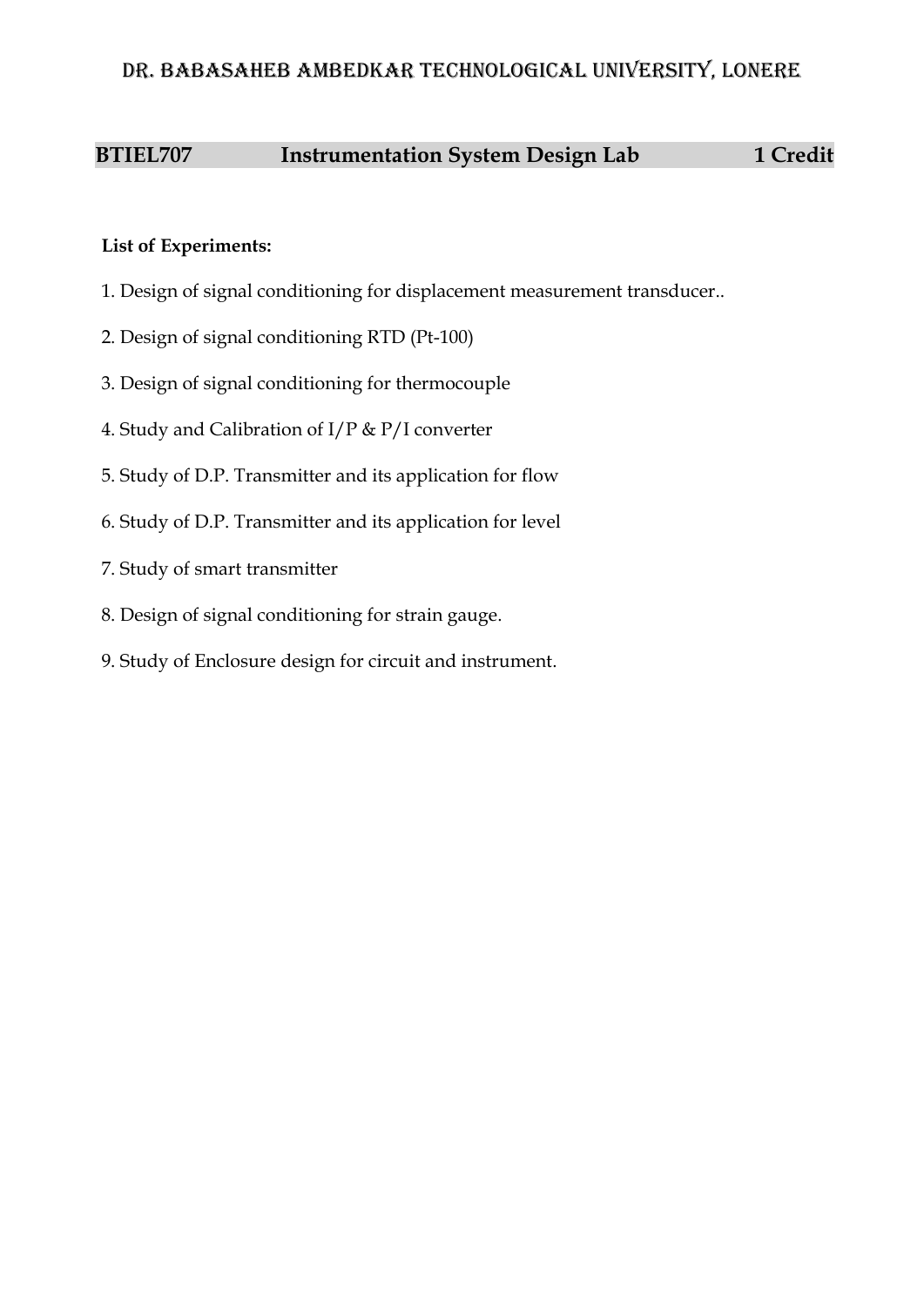# DR. BABASAHEB AMBEDKAR TECHNOLOGICAL UNIVERSITY, LONERE

## BTIEL707 Instrumentation System Design Lab 1 Credit

**List of Experiments:**

1. Design of signal conditioning for displacement measurement transducer..
2. Design of signal conditioning RTD (Pt-100)
3. Design of signal conditioning for thermocouple
4. Study and Calibration of I/P & P/I converter
5. Study of D.P. Transmitter and its application for flow
6. Study of D.P. Transmitter and its application for level
7. Study of smart transmitter
8. Design of signal conditioning for strain gauge.
9. Study of Enclosure design for circuit and instrument.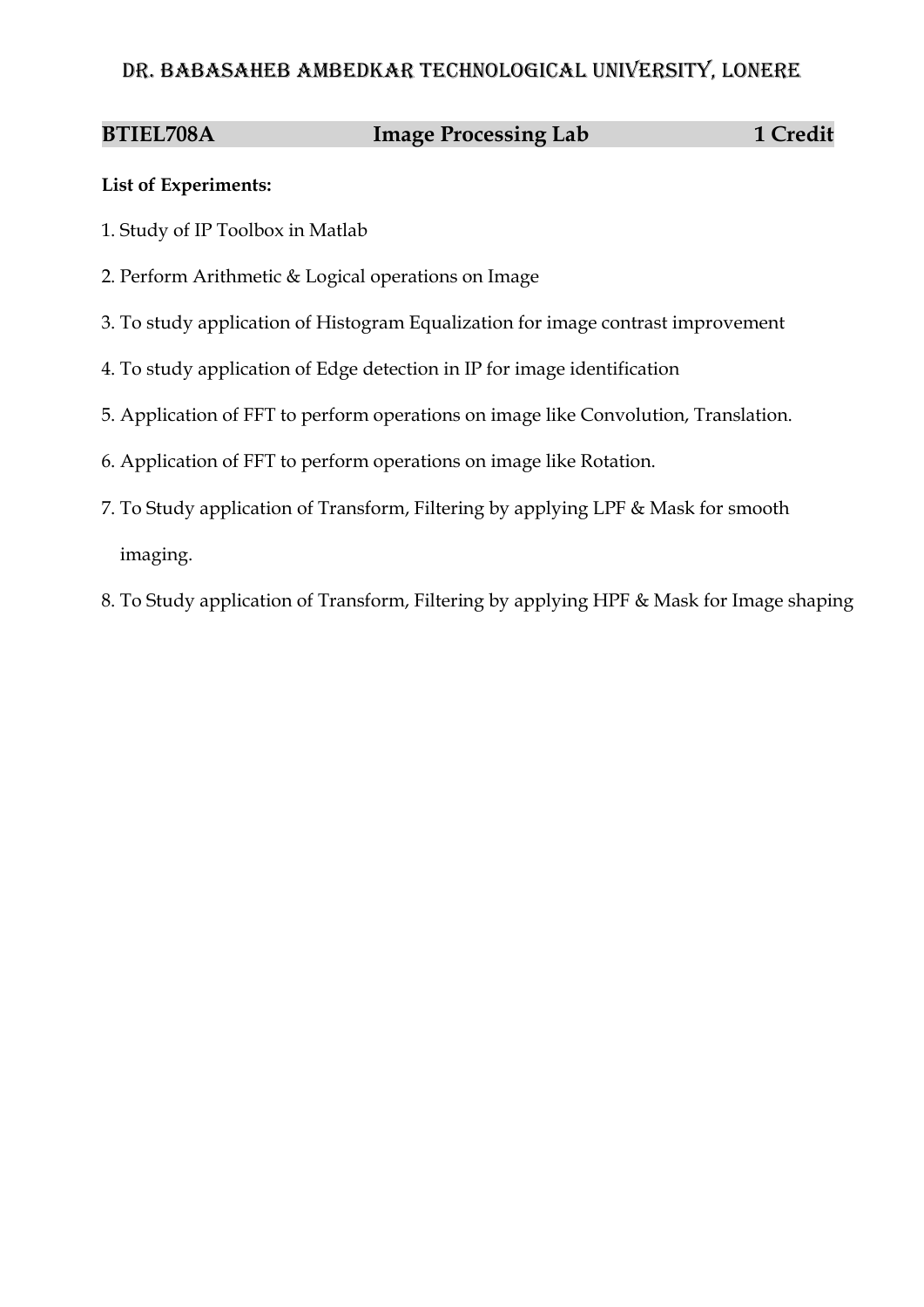# DR. BABASAHEB AMBEDKAR TECHNOLOGICAL UNIVERSITY, LONERE

## BTIEL708A Image Processing Lab 1 Credit

**List of Experiments:**

1. Study of IP Toolbox in Matlab
2. Perform Arithmetic & Logical operations on Image
3. To study application of Histogram Equalization for image contrast improvement
4. To study application of Edge detection in IP for image identification
5. Application of FFT to perform operations on image like Convolution, Translation.
6. Application of FFT to perform operations on image like Rotation.
7. To Study application of Transform, Filtering by applying LPF & Mask for smooth imaging.
8. To Study application of Transform, Filtering by applying HPF & Mask for Image shaping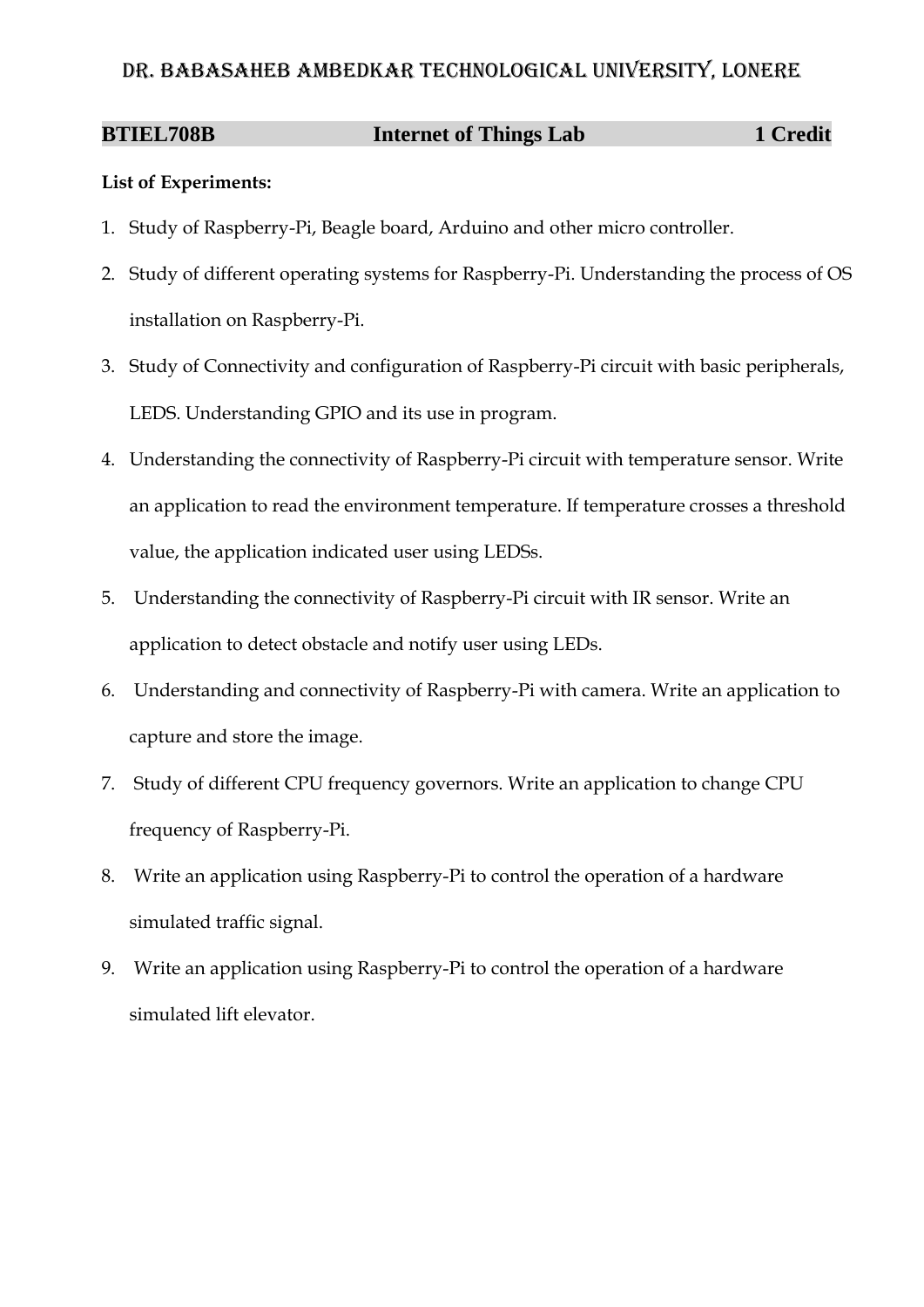# DR. BABASAHEB AMBEDKAR TECHNOLOGICAL UNIVERSITY, LONERE

| **BTIEL708B** | **Internet of Things Lab** | **1 Credit** |
|---|---|---|

**List of Experiments:**

1. Study of Raspberry-Pi, Beagle board, Arduino and other micro controller.
2. Study of different operating systems for Raspberry-Pi. Understanding the process of OS installation on Raspberry-Pi.
3. Study of Connectivity and configuration of Raspberry-Pi circuit with basic peripherals, LEDS. Understanding GPIO and its use in program.
4. Understanding the connectivity of Raspberry-Pi circuit with temperature sensor. Write an application to read the environment temperature. If temperature crosses a threshold value, the application indicated user using LEDSs.
5. Understanding the connectivity of Raspberry-Pi circuit with IR sensor. Write an application to detect obstacle and notify user using LEDs.
6. Understanding and connectivity of Raspberry-Pi with camera. Write an application to capture and store the image.
7. Study of different CPU frequency governors. Write an application to change CPU frequency of Raspberry-Pi.
8. Write an application using Raspberry-Pi to control the operation of a hardware simulated traffic signal.
9. Write an application using Raspberry-Pi to control the operation of a hardware simulated lift elevator.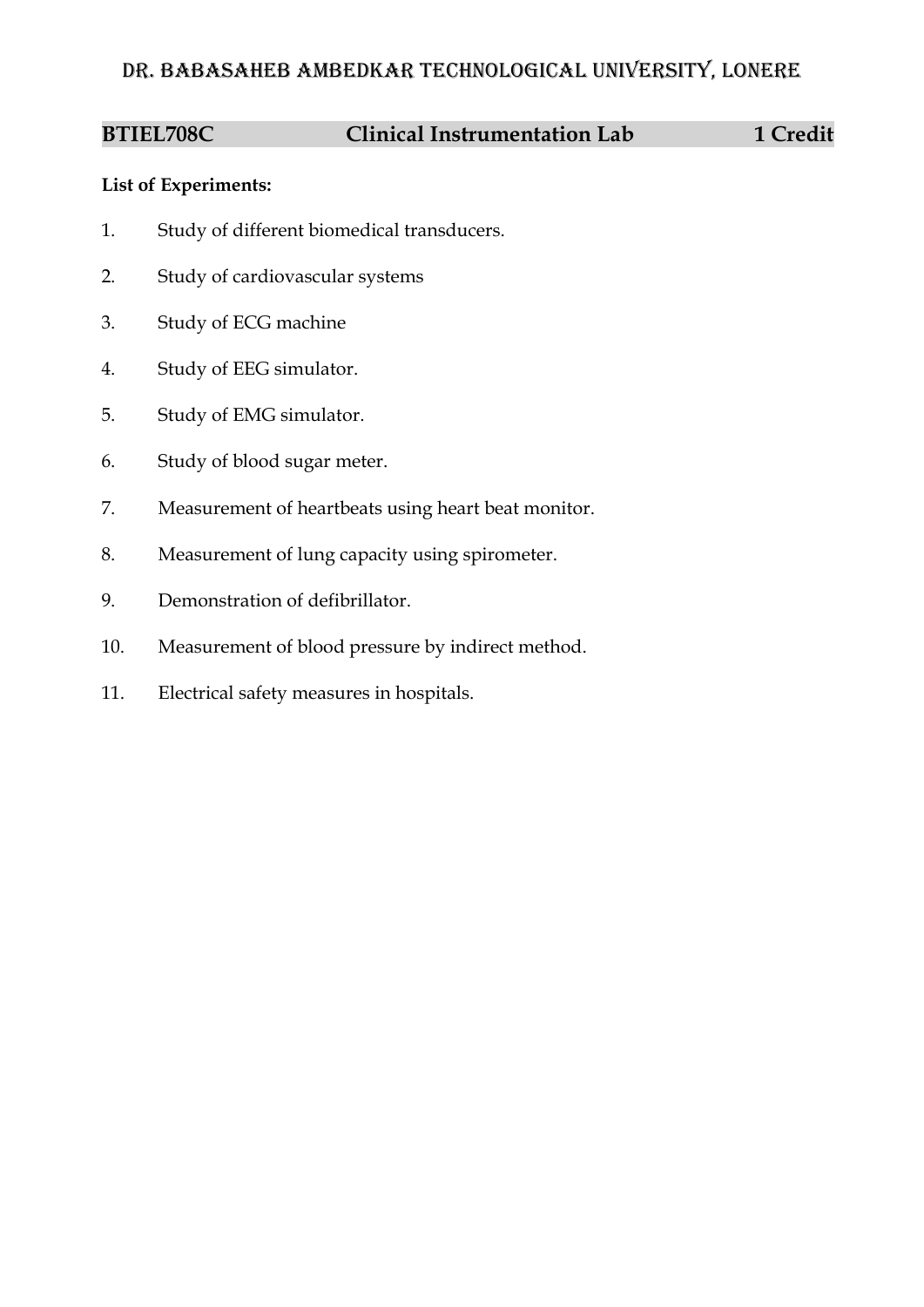# Dr. Babasaheb Ambedkar Technological University, Lonere

## BTIEL708C Clinical Instrumentation Lab 1 Credit

**List of Experiments:**

1. Study of different biomedical transducers.
2. Study of cardiovascular systems
3. Study of ECG machine
4. Study of EEG simulator.
5. Study of EMG simulator.
6. Study of blood sugar meter.
7. Measurement of heartbeats using heart beat monitor.
8. Measurement of lung capacity using spirometer.
9. Demonstration of defibrillator.
10. Measurement of blood pressure by indirect method.
11. Electrical safety measures in hospitals.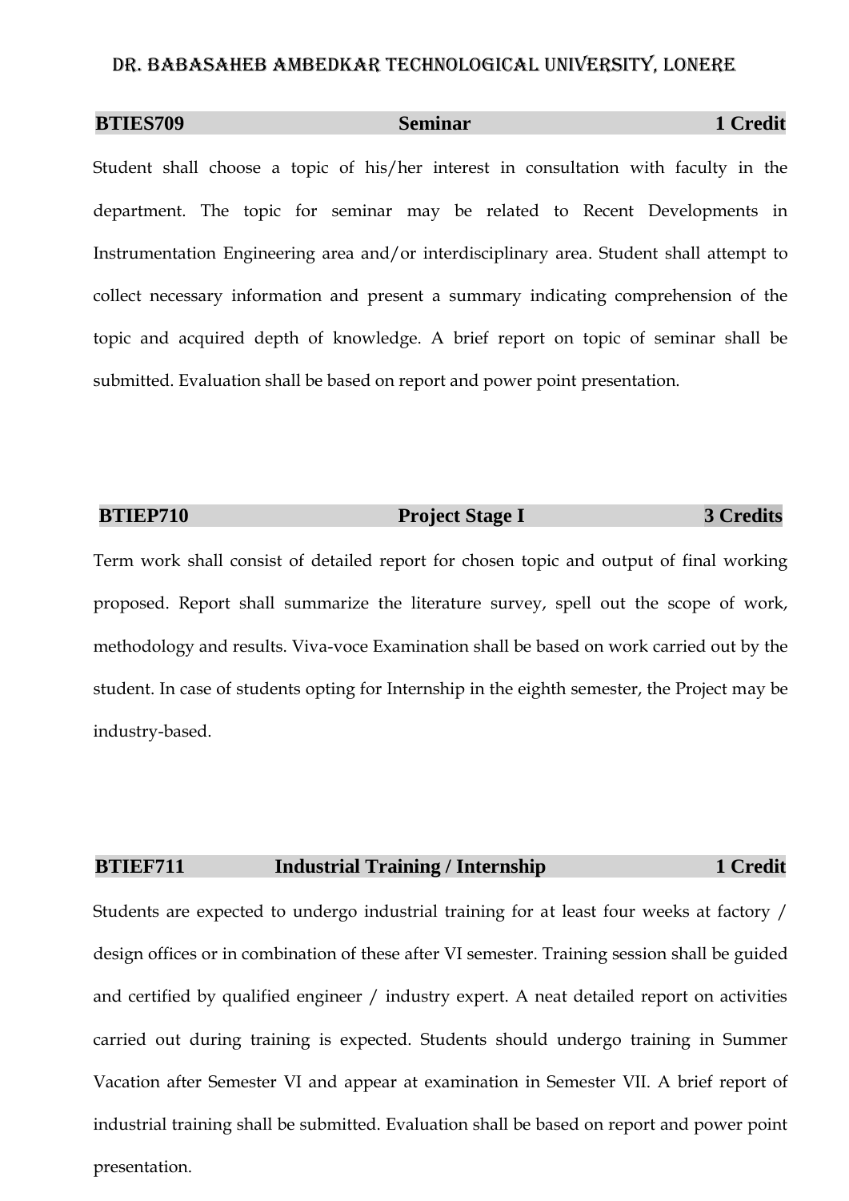| BTIES709 | Seminar | 1 Credit |
|---|---|---|

Student shall choose a topic of his/her interest in consultation with faculty in the department. The topic for seminar may be related to Recent Developments in Instrumentation Engineering area and/or interdisciplinary area. Student shall attempt to collect necessary information and present a summary indicating comprehension of the topic and acquired depth of knowledge. A brief report on topic of seminar shall be submitted. Evaluation shall be based on report and power point presentation.

| BTIEP710 | Project Stage I | 3 Credits |
|---|---|---|

Term work shall consist of detailed report for chosen topic and output of final working proposed. Report shall summarize the literature survey, spell out the scope of work, methodology and results. Viva-voce Examination shall be based on work carried out by the student. In case of students opting for Internship in the eighth semester, the Project may be industry-based.

| BTIEF711 | Industrial Training / Internship | 1 Credit |
|---|---|---|

Students are expected to undergo industrial training for at least four weeks at factory / design offices or in combination of these after VI semester. Training session shall be guided and certified by qualified engineer / industry expert. A neat detailed report on activities carried out during training is expected. Students should undergo training in Summer Vacation after Semester VI and appear at examination in Semester VII. A brief report of industrial training shall be submitted. Evaluation shall be based on report and power point presentation.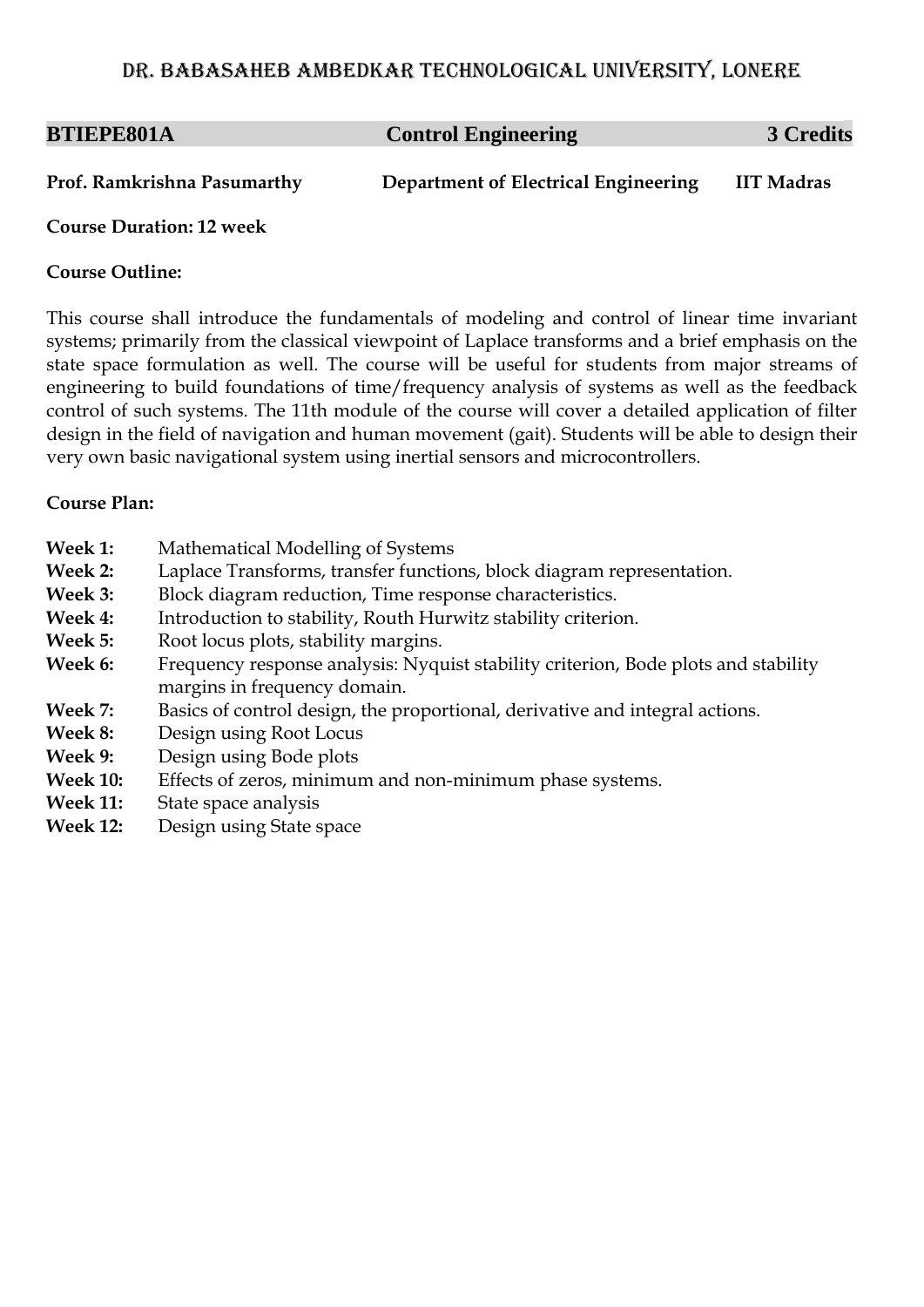# DR. BABASAHEB AMBEDKAR TECHNOLOGICAL UNIVERSITY, LONERE

| **BTIEPE801A** | **Control Engineering** | **3 Credits** |
|---|---|---|

**Prof. Ramkrishna Pasumarthy** **Department of Electrical Engineering** **IIT Madras**

**Course Duration: 12 week**

**Course Outline:**

This course shall introduce the fundamentals of modeling and control of linear time invariant systems; primarily from the classical viewpoint of Laplace transforms and a brief emphasis on the state space formulation as well. The course will be useful for students from major streams of engineering to build foundations of time/frequency analysis of systems as well as the feedback control of such systems. The 11th module of the course will cover a detailed application of filter design in the field of navigation and human movement (gait). Students will be able to design their very own basic navigational system using inertial sensors and microcontrollers.

**Course Plan:**

- **Week 1:** Mathematical Modelling of Systems
- **Week 2:** Laplace Transforms, transfer functions, block diagram representation.
- **Week 3:** Block diagram reduction, Time response characteristics.
- **Week 4:** Introduction to stability, Routh Hurwitz stability criterion.
- **Week 5:** Root locus plots, stability margins.
- **Week 6:** Frequency response analysis: Nyquist stability criterion, Bode plots and stability margins in frequency domain.
- **Week 7:** Basics of control design, the proportional, derivative and integral actions.
- **Week 8:** Design using Root Locus
- **Week 9:** Design using Bode plots
- **Week 10:** Effects of zeros, minimum and non-minimum phase systems.
- **Week 11:** State space analysis
- **Week 12:** Design using State space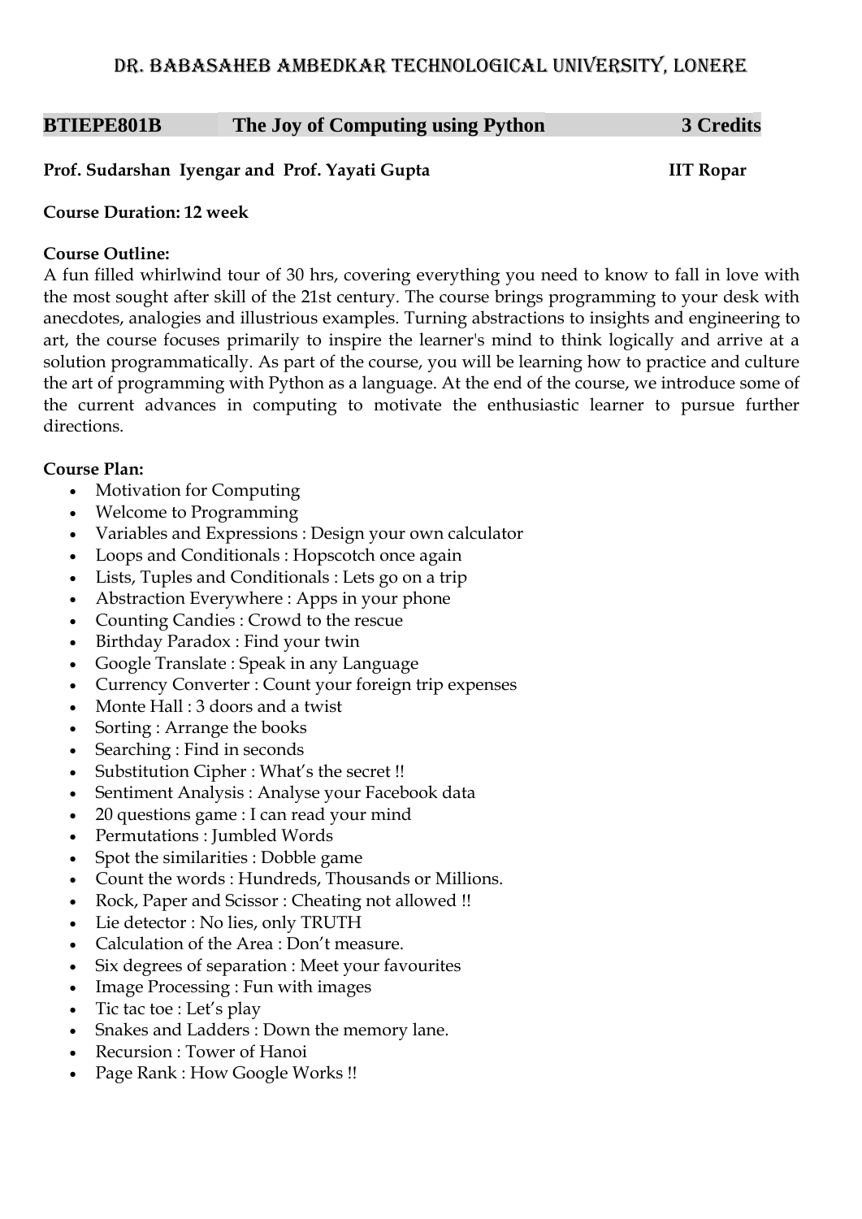# DR. BABASAHEB AMBEDKAR TECHNOLOGICAL UNIVERSITY, LONERE

| BTIEPE801B | The Joy of Computing using Python | 3 Credits |
| --- | --- | --- |

**Prof. Sudarshan Iyengar and Prof. Yayati Gupta** **IIT Ropar**

**Course Duration: 12 week**

**Course Outline:**
A fun filled whirlwind tour of 30 hrs, covering everything you need to know to fall in love with the most sought after skill of the 21st century. The course brings programming to your desk with anecdotes, analogies and illustrious examples. Turning abstractions to insights and engineering to art, the course focuses primarily to inspire the learner's mind to think logically and arrive at a solution programmatically. As part of the course, you will be learning how to practice and culture the art of programming with Python as a language. At the end of the course, we introduce some of the current advances in computing to motivate the enthusiastic learner to pursue further directions.

**Course Plan:**

- Motivation for Computing
- Welcome to Programming
- Variables and Expressions : Design your own calculator
- Loops and Conditionals : Hopscotch once again
- Lists, Tuples and Conditionals : Lets go on a trip
- Abstraction Everywhere : Apps in your phone
- Counting Candies : Crowd to the rescue
- Birthday Paradox : Find your twin
- Google Translate : Speak in any Language
- Currency Converter : Count your foreign trip expenses
- Monte Hall : 3 doors and a twist
- Sorting : Arrange the books
- Searching : Find in seconds
- Substitution Cipher : What's the secret !!
- Sentiment Analysis : Analyse your Facebook data
- 20 questions game : I can read your mind
- Permutations : Jumbled Words
- Spot the similarities : Dobble game
- Count the words : Hundreds, Thousands or Millions.
- Rock, Paper and Scissor : Cheating not allowed !!
- Lie detector : No lies, only TRUTH
- Calculation of the Area : Don't measure.
- Six degrees of separation : Meet your favourites
- Image Processing : Fun with images
- Tic tac toe : Let's play
- Snakes and Ladders : Down the memory lane.
- Recursion : Tower of Hanoi
- Page Rank : How Google Works !!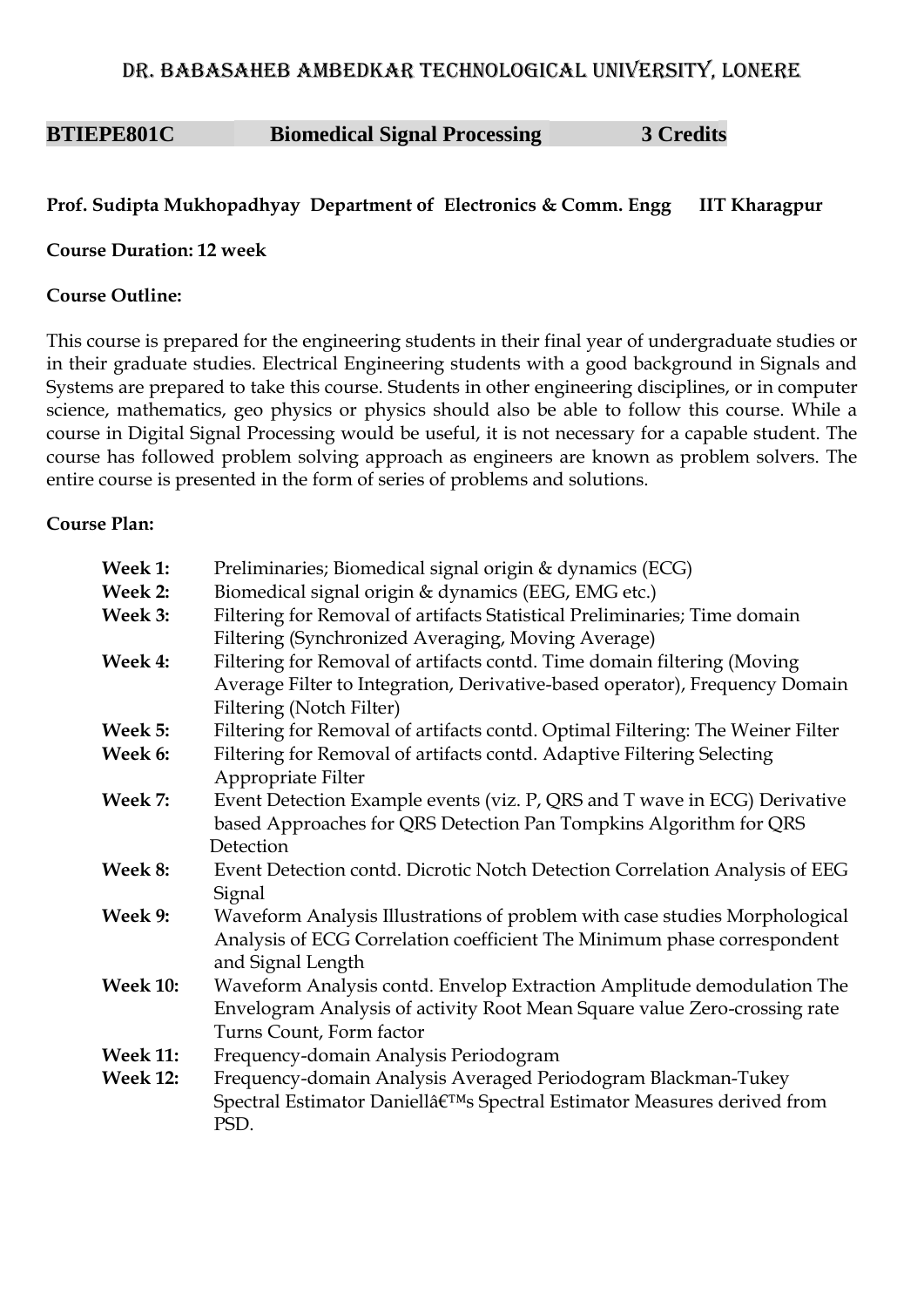# DR. BABASAHEB AMBEDKAR TECHNOLOGICAL UNIVERSITY, LONERE

**BTIEPE801C** **Biomedical Signal Processing** **3 Credits**

**Prof. Sudipta Mukhopadhyay Department of Electronics & Comm. Engg IIT Kharagpur**

**Course Duration: 12 week**

**Course Outline:**

This course is prepared for the engineering students in their final year of undergraduate studies or in their graduate studies. Electrical Engineering students with a good background in Signals and Systems are prepared to take this course. Students in other engineering disciplines, or in computer science, mathematics, geo physics or physics should also be able to follow this course. While a course in Digital Signal Processing would be useful, it is not necessary for a capable student. The course has followed problem solving approach as engineers are known as problem solvers. The entire course is presented in the form of series of problems and solutions.

**Course Plan:**

**Week 1:** Preliminaries; Biomedical signal origin & dynamics (ECG)

**Week 2:** Biomedical signal origin & dynamics (EEG, EMG etc.)

**Week 3:** Filtering for Removal of artifacts Statistical Preliminaries; Time domain Filtering (Synchronized Averaging, Moving Average)

**Week 4:** Filtering for Removal of artifacts contd. Time domain filtering (Moving Average Filter to Integration, Derivative-based operator), Frequency Domain Filtering (Notch Filter)

**Week 5:** Filtering for Removal of artifacts contd. Optimal Filtering: The Weiner Filter

**Week 6:** Filtering for Removal of artifacts contd. Adaptive Filtering Selecting Appropriate Filter

**Week 7:** Event Detection Example events (viz. P, QRS and T wave in ECG) Derivative based Approaches for QRS Detection Pan Tompkins Algorithm for QRS Detection

**Week 8:** Event Detection contd. Dicrotic Notch Detection Correlation Analysis of EEG Signal

**Week 9:** Waveform Analysis Illustrations of problem with case studies Morphological Analysis of ECG Correlation coefficient The Minimum phase correspondent and Signal Length

**Week 10:** Waveform Analysis contd. Envelop Extraction Amplitude demodulation The Envelogram Analysis of activity Root Mean Square value Zero-crossing rate Turns Count, Form factor

**Week 11:** Frequency-domain Analysis Periodogram

**Week 12:** Frequency-domain Analysis Averaged Periodogram Blackman-Tukey Spectral Estimator Daniellâ€™s Spectral Estimator Measures derived from PSD.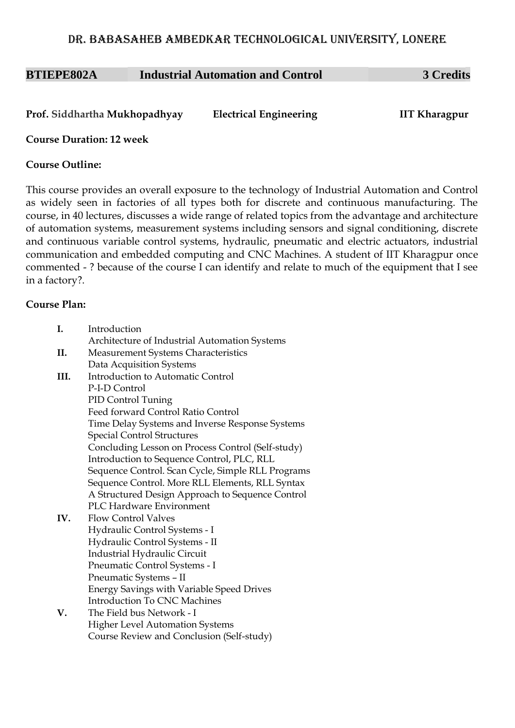# DR. BABASAHEB AMBEDKAR TECHNOLOGICAL UNIVERSITY, LONERE

| **BTIEPE802A** | **Industrial Automation and Control** | **3 Credits** |
|---|---|---|

**Prof. Siddhartha Mukhopadhyay** **Electrical Engineering** **IIT Kharagpur**

**Course Duration: 12 week**

**Course Outline:**

This course provides an overall exposure to the technology of Industrial Automation and Control as widely seen in factories of all types both for discrete and continuous manufacturing. The course, in 40 lectures, discusses a wide range of related topics from the advantage and architecture of automation systems, measurement systems including sensors and signal conditioning, discrete and continuous variable control systems, hydraulic, pneumatic and electric actuators, industrial communication and embedded computing and CNC Machines. A student of IIT Kharagpur once commented - ? because of the course I can identify and relate to much of the equipment that I see in a factory?.

**Course Plan:**

**I.** Introduction
Architecture of Industrial Automation Systems

**II.** Measurement Systems Characteristics
Data Acquisition Systems

**III.** Introduction to Automatic Control
P-I-D Control
PID Control Tuning
Feed forward Control Ratio Control
Time Delay Systems and Inverse Response Systems
Special Control Structures
Concluding Lesson on Process Control (Self-study)
Introduction to Sequence Control, PLC, RLL
Sequence Control. Scan Cycle, Simple RLL Programs
Sequence Control. More RLL Elements, RLL Syntax
A Structured Design Approach to Sequence Control
PLC Hardware Environment

**IV.** Flow Control Valves
Hydraulic Control Systems - I
Hydraulic Control Systems - II
Industrial Hydraulic Circuit
Pneumatic Control Systems - I
Pneumatic Systems – II
Energy Savings with Variable Speed Drives
Introduction To CNC Machines

**V.** The Field bus Network - I
Higher Level Automation Systems
Course Review and Conclusion (Self-study)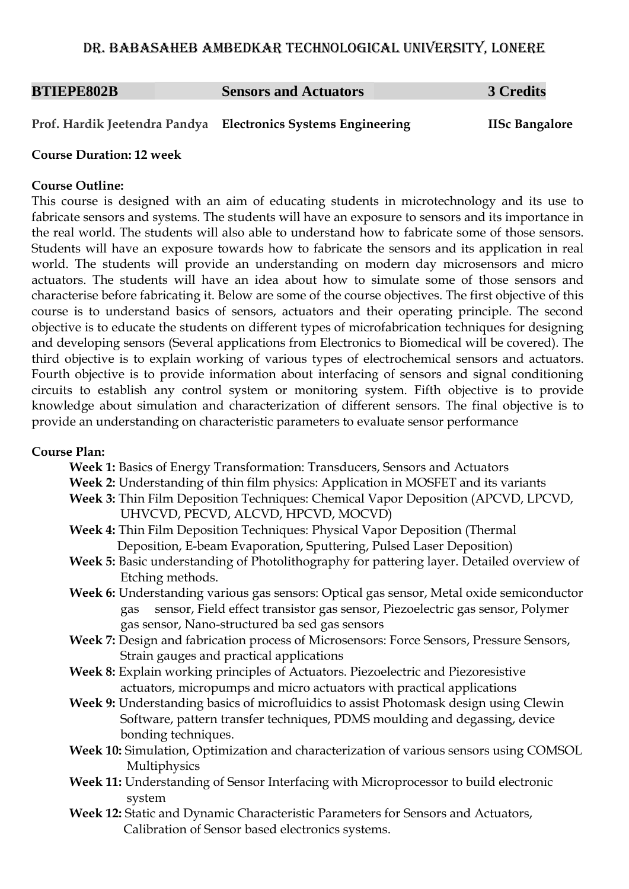# DR. BABASAHEB AMBEDKAR TECHNOLOGICAL UNIVERSITY, LONERE

| **BTIEPE802B** | **Sensors and Actuators** | **3 Credits** |
|---|---|---|

**Prof. Hardik Jeetendra Pandya** **Electronics Systems Engineering** **IISc Bangalore**

**Course Duration: 12 week**

**Course Outline:**

This course is designed with an aim of educating students in microtechnology and its use to fabricate sensors and systems. The students will have an exposure to sensors and its importance in the real world. The students will also able to understand how to fabricate some of those sensors. Students will have an exposure towards how to fabricate the sensors and its application in real world. The students will provide an understanding on modern day microsensors and micro actuators. The students will have an idea about how to simulate some of those sensors and characterise before fabricating it. Below are some of the course objectives. The first objective of this course is to understand basics of sensors, actuators and their operating principle. The second objective is to educate the students on different types of microfabrication techniques for designing and developing sensors (Several applications from Electronics to Biomedical will be covered). The third objective is to explain working of various types of electrochemical sensors and actuators. Fourth objective is to provide information about interfacing of sensors and signal conditioning circuits to establish any control system or monitoring system. Fifth objective is to provide knowledge about simulation and characterization of different sensors. The final objective is to provide an understanding on characteristic parameters to evaluate sensor performance

**Course Plan:**

- **Week 1:** Basics of Energy Transformation: Transducers, Sensors and Actuators
- **Week 2:** Understanding of thin film physics: Application in MOSFET and its variants
- **Week 3:** Thin Film Deposition Techniques: Chemical Vapor Deposition (APCVD, LPCVD, UHVCVD, PECVD, ALCVD, HPCVD, MOCVD)
- **Week 4:** Thin Film Deposition Techniques: Physical Vapor Deposition (Thermal Deposition, E-beam Evaporation, Sputtering, Pulsed Laser Deposition)
- **Week 5:** Basic understanding of Photolithography for pattering layer. Detailed overview of Etching methods.
- **Week 6:** Understanding various gas sensors: Optical gas sensor, Metal oxide semiconductor gas sensor, Field effect transistor gas sensor, Piezoelectric gas sensor, Polymer gas sensor, Nano-structured ba sed gas sensors
- **Week 7:** Design and fabrication process of Microsensors: Force Sensors, Pressure Sensors, Strain gauges and practical applications
- **Week 8:** Explain working principles of Actuators. Piezoelectric and Piezoresistive actuators, micropumps and micro actuators with practical applications
- **Week 9:** Understanding basics of microfluidics to assist Photomask design using Clewin Software, pattern transfer techniques, PDMS moulding and degassing, device bonding techniques.
- **Week 10:** Simulation, Optimization and characterization of various sensors using COMSOL Multiphysics
- **Week 11:** Understanding of Sensor Interfacing with Microprocessor to build electronic system
- **Week 12:** Static and Dynamic Characteristic Parameters for Sensors and Actuators, Calibration of Sensor based electronics systems.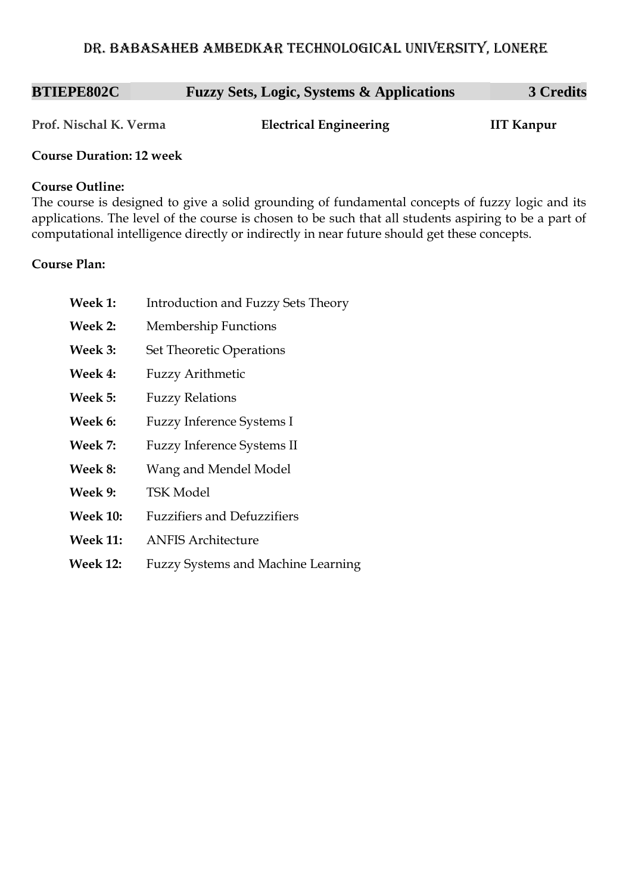# Dr. Babasaheb Ambedkar Technological University, Lonere

| **BTIEPE802C** | **Fuzzy Sets, Logic, Systems & Applications** | **3 Credits** |
|---|---|---|
| **Prof. Nischal K. Verma** | **Electrical Engineering** | **IIT Kanpur** |

**Course Duration: 12 week**

**Course Outline:**
The course is designed to give a solid grounding of fundamental concepts of fuzzy logic and its applications. The level of the course is chosen to be such that all students aspiring to be a part of computational intelligence directly or indirectly in near future should get these concepts.

**Course Plan:**

- **Week 1:** Introduction and Fuzzy Sets Theory
- **Week 2:** Membership Functions
- **Week 3:** Set Theoretic Operations
- **Week 4:** Fuzzy Arithmetic
- **Week 5:** Fuzzy Relations
- **Week 6:** Fuzzy Inference Systems I
- **Week 7:** Fuzzy Inference Systems II
- **Week 8:** Wang and Mendel Model
- **Week 9:** TSK Model
- **Week 10:** Fuzzifiers and Defuzzifiers
- **Week 11:** ANFIS Architecture
- **Week 12:** Fuzzy Systems and Machine Learning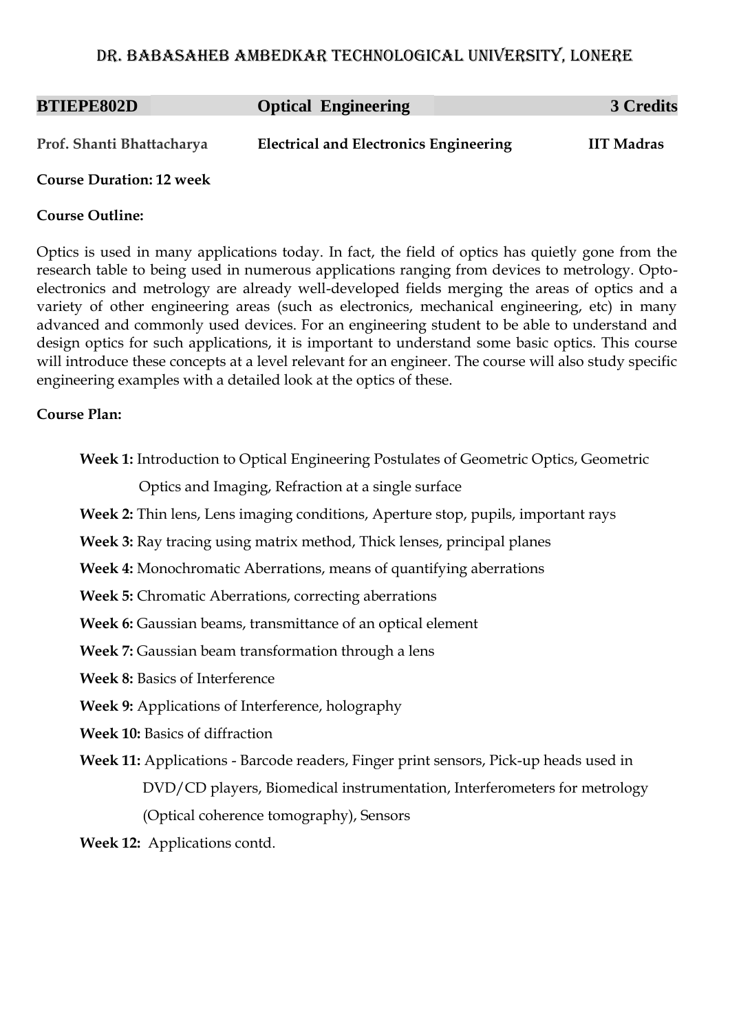# DR. BABASAHEB AMBEDKAR TECHNOLOGICAL UNIVERSITY, LONERE

| **BTIEPE802D** | **Optical Engineering** | **3 Credits** |
|---|---|---|
| **Prof. Shanti Bhattacharya** | **Electrical and Electronics Engineering** | **IIT Madras** |

**Course Duration: 12 week**

**Course Outline:**

Optics is used in many applications today. In fact, the field of optics has quietly gone from the research table to being used in numerous applications ranging from devices to metrology. Opto-electronics and metrology are already well-developed fields merging the areas of optics and a variety of other engineering areas (such as electronics, mechanical engineering, etc) in many advanced and commonly used devices. For an engineering student to be able to understand and design optics for such applications, it is important to understand some basic optics. This course will introduce these concepts at a level relevant for an engineer. The course will also study specific engineering examples with a detailed look at the optics of these.

**Course Plan:**

- **Week 1:** Introduction to Optical Engineering Postulates of Geometric Optics, Geometric Optics and Imaging, Refraction at a single surface
- **Week 2:** Thin lens, Lens imaging conditions, Aperture stop, pupils, important rays
- **Week 3:** Ray tracing using matrix method, Thick lenses, principal planes
- **Week 4:** Monochromatic Aberrations, means of quantifying aberrations
- **Week 5:** Chromatic Aberrations, correcting aberrations
- **Week 6:** Gaussian beams, transmittance of an optical element
- **Week 7:** Gaussian beam transformation through a lens
- **Week 8:** Basics of Interference
- **Week 9:** Applications of Interference, holography
- **Week 10:** Basics of diffraction
- **Week 11:** Applications - Barcode readers, Finger print sensors, Pick-up heads used in DVD/CD players, Biomedical instrumentation, Interferometers for metrology (Optical coherence tomography), Sensors
- **Week 12:** Applications contd.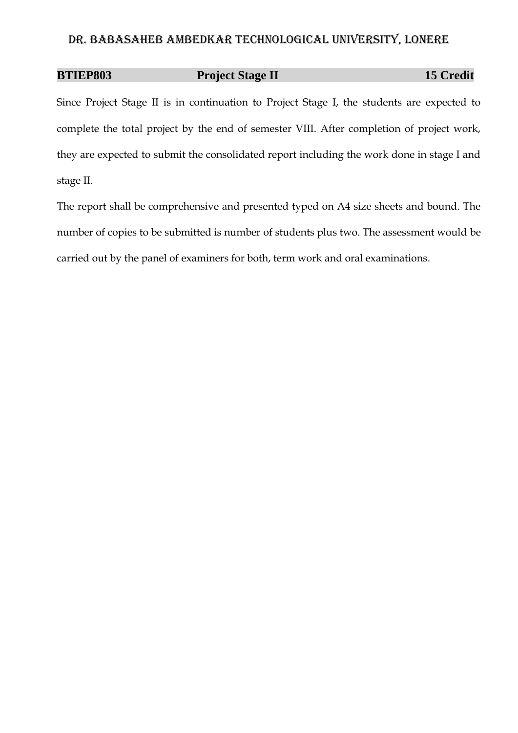**BTIEP803 Project Stage II 15 Credit**

Since Project Stage II is in continuation to Project Stage I, the students are expected to complete the total project by the end of semester VIII. After completion of project work, they are expected to submit the consolidated report including the work done in stage I and stage II.

The report shall be comprehensive and presented typed on A4 size sheets and bound. The number of copies to be submitted is number of students plus two. The assessment would be carried out by the panel of examiners for both, term work and oral examinations.